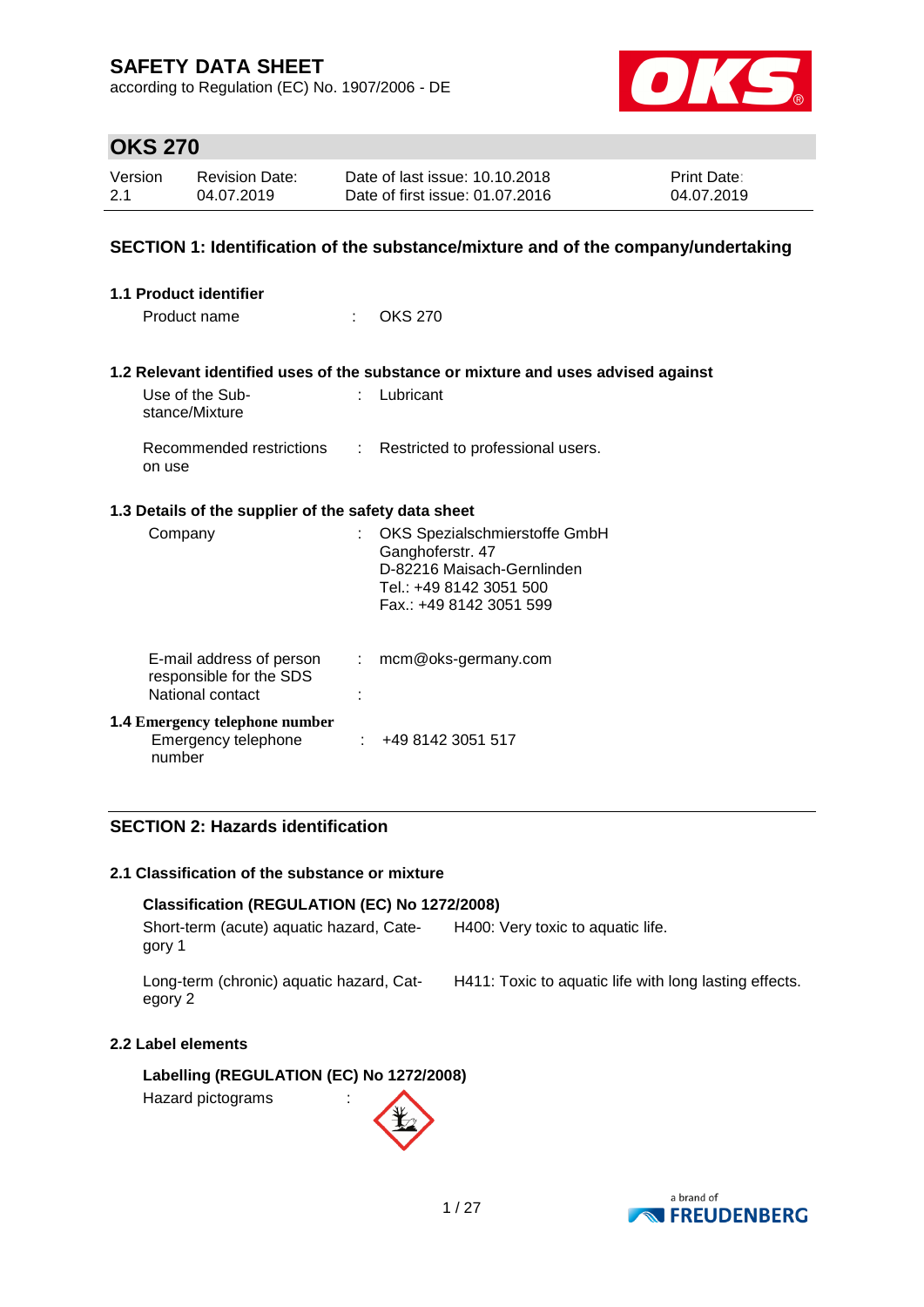# SAFETY DATA SHEET

according to Regulation (EC) No. 1907/2006 - DE

## OKS 270

| Version | Revision Date: | Date of last issue: 10.10.2018 | Print Date: |
|---|---|---|---|
| 2.1 | 04.07.2019 | Date of first issue: 01.07.2016 | 04.07.2019 |

## SECTION 1: Identification of the substance/mixture and of the company/undertaking

### 1.1 Product identifier

Product name : OKS 270

### 1.2 Relevant identified uses of the substance or mixture and uses advised against

Use of the Substance/Mixture : Lubricant

Recommended restrictions on use : Restricted to professional users.

### 1.3 Details of the supplier of the safety data sheet

Company : OKS Spezialschmierstoffe GmbH
Ganghoferstr. 47
D-82216 Maisach-Gernlinden
Tel.: +49 8142 3051 500
Fax.: +49 8142 3051 599

E-mail address of person responsible for the SDS : mcm@oks-germany.com

National contact :

### 1.4 Emergency telephone number

Emergency telephone number : +49 8142 3051 517

## SECTION 2: Hazards identification

### 2.1 Classification of the substance or mixture

**Classification (REGULATION (EC) No 1272/2008)**

| | |
|---|---|
| Short-term (acute) aquatic hazard, Category 1 | H400: Very toxic to aquatic life. |
| Long-term (chronic) aquatic hazard, Category 2 | H411: Toxic to aquatic life with long lasting effects. |

### 2.2 Label elements

**Labelling (REGULATION (EC) No 1272/2008)**

Hazard pictograms :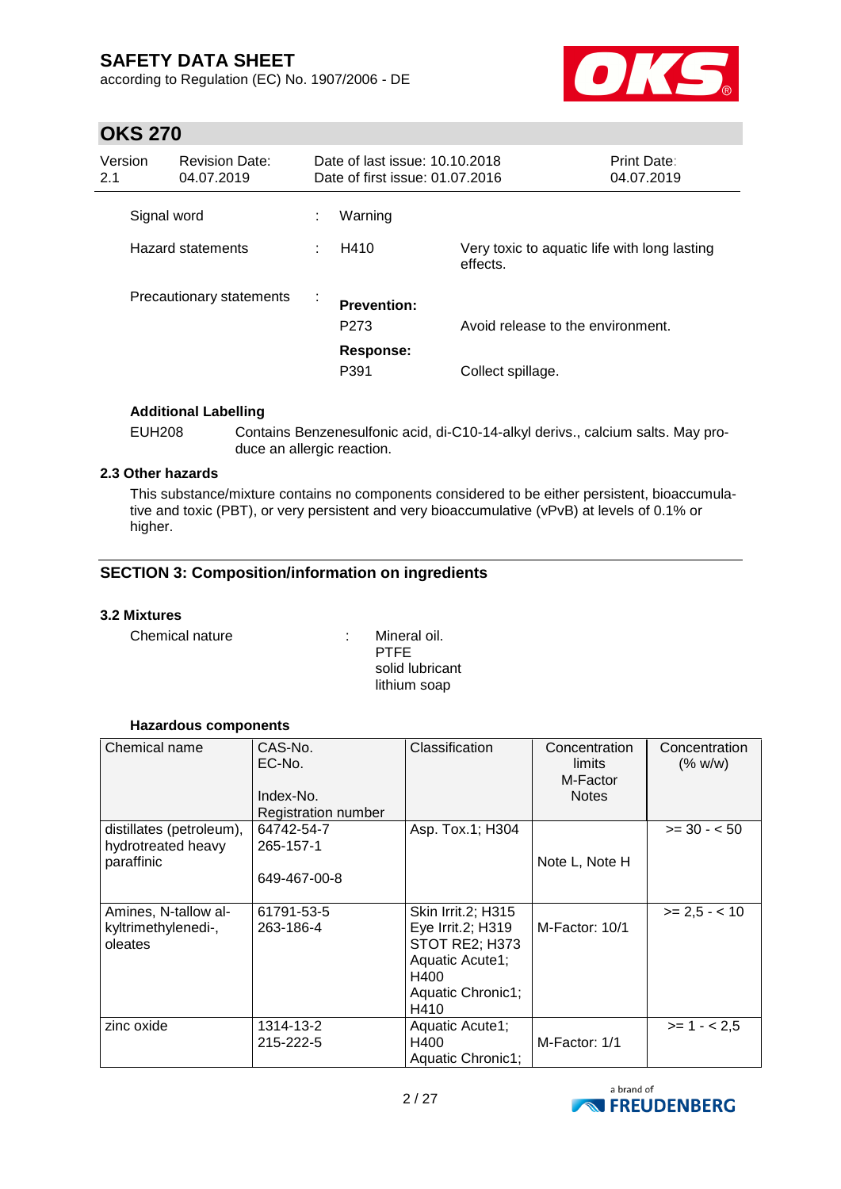| | | | |
|---|---|---|---|
| Signal word | : | Warning | |
| Hazard statements | : | H410 | Very toxic to aquatic life with long lasting effects. |
| Precautionary statements | : | **Prevention:** | |
| | | P273 | Avoid release to the environment. |
| | | **Response:** | |
| | | P391 | Collect spillage. |

**Additional Labelling**

EUH208 Contains Benzenesulfonic acid, di-C10-14-alkyl derivs., calcium salts. May produce an allergic reaction.

### 2.3 Other hazards

This substance/mixture contains no components considered to be either persistent, bioaccumulative and toxic (PBT), or very persistent and very bioaccumulative (vPvB) at levels of 0.1% or higher.

## SECTION 3: Composition/information on ingredients

### 3.2 Mixtures

Chemical nature : Mineral oil.
PTFE
solid lubricant
lithium soap

**Hazardous components**

| Chemical name | CAS-No.<br>EC-No.<br><br>Index-No.<br>Registration number | Classification | Concentration limits<br>M-Factor<br>Notes | Concentration (% w/w) |
|---|---|---|---|---|
| distillates (petroleum), hydrotreated heavy paraffinic | 64742-54-7<br>265-157-1<br><br>649-467-00-8 | Asp. Tox.1; H304 | Note L, Note H | >= 30 - < 50 |
| Amines, N-tallow alkyltrimethylenedi-, oleates | 61791-53-5<br>263-186-4 | Skin Irrit.2; H315<br>Eye Irrit.2; H319<br>STOT RE2; H373<br>Aquatic Acute1; H400<br>Aquatic Chronic1; H410 | M-Factor: 10/1 | >= 2,5 - < 10 |
| zinc oxide | 1314-13-2<br>215-222-5 | Aquatic Acute1; H400<br>Aquatic Chronic1; | M-Factor: 1/1 | >= 1 - < 2,5 |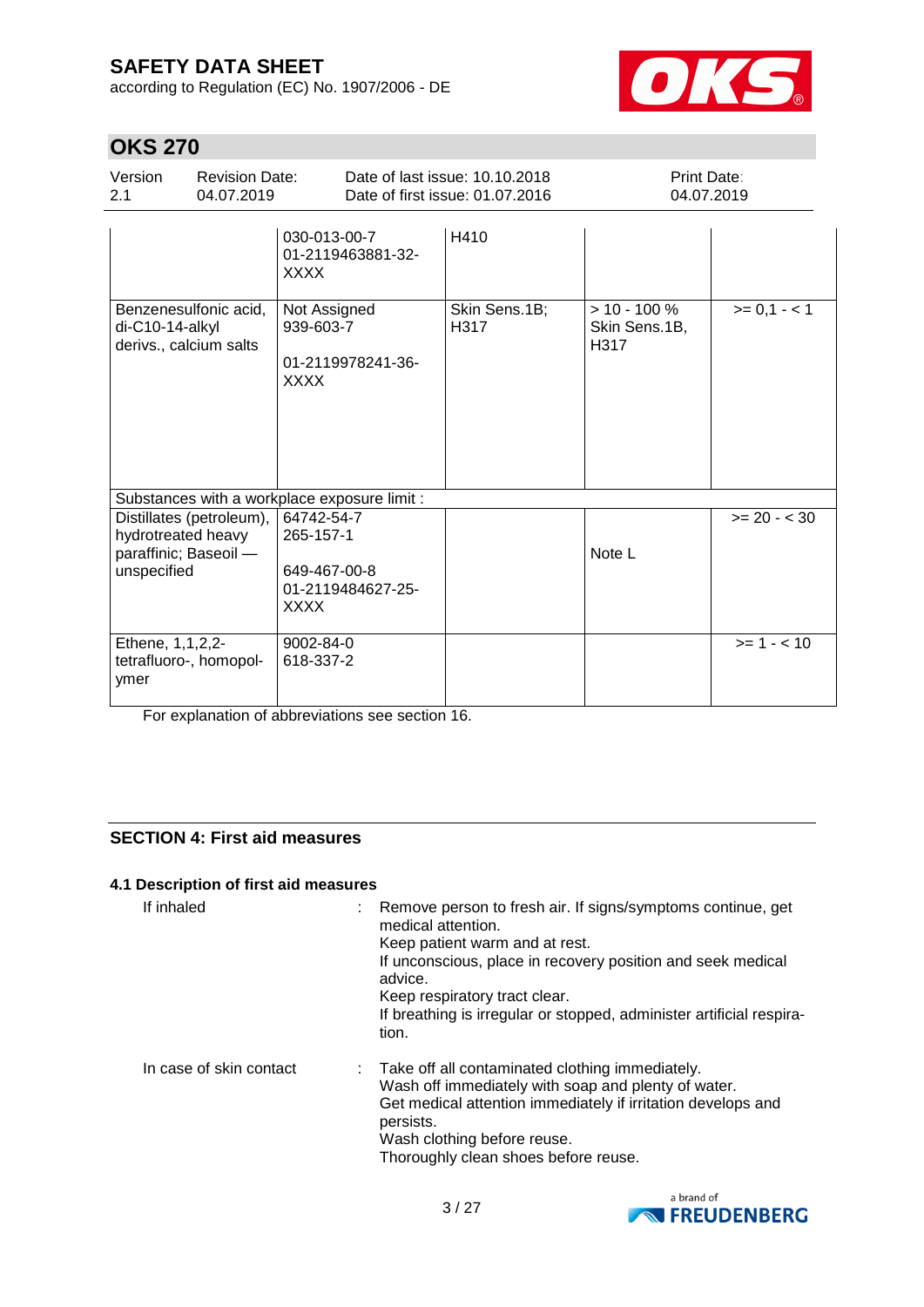| | | | | |
|---|---|---|---|---|
| | 030-013-00-7<br>01-2119463881-32-XXXX | H410 | | |
| Benzenesulfonic acid, di-C10-14-alkyl derivs., calcium salts | Not Assigned<br>939-603-7<br><br>01-2119978241-36-XXXX | Skin Sens.1B; H317 | > 10 - 100 %<br>Skin Sens.1B, H317 | >= 0,1 - < 1 |
| Substances with a workplace exposure limit : | | | | |
| Distillates (petroleum), hydrotreated heavy paraffinic; Baseoil — unspecified | 64742-54-7<br>265-157-1<br><br>649-467-00-8<br>01-2119484627-25-XXXX | | Note L | >= 20 - < 30 |
| Ethene, 1,1,2,2-tetrafluoro-, homopolymer | 9002-84-0<br>618-337-2 | | | >= 1 - < 10 |

For explanation of abbreviations see section 16.

## SECTION 4: First aid measures

### 4.1 Description of first aid measures

If inhaled : Remove person to fresh air. If signs/symptoms continue, get medical attention.
Keep patient warm and at rest.
If unconscious, place in recovery position and seek medical advice.
Keep respiratory tract clear.
If breathing is irregular or stopped, administer artificial respiration.

In case of skin contact : Take off all contaminated clothing immediately.
Wash off immediately with soap and plenty of water.
Get medical attention immediately if irritation develops and persists.
Wash clothing before reuse.
Thoroughly clean shoes before reuse.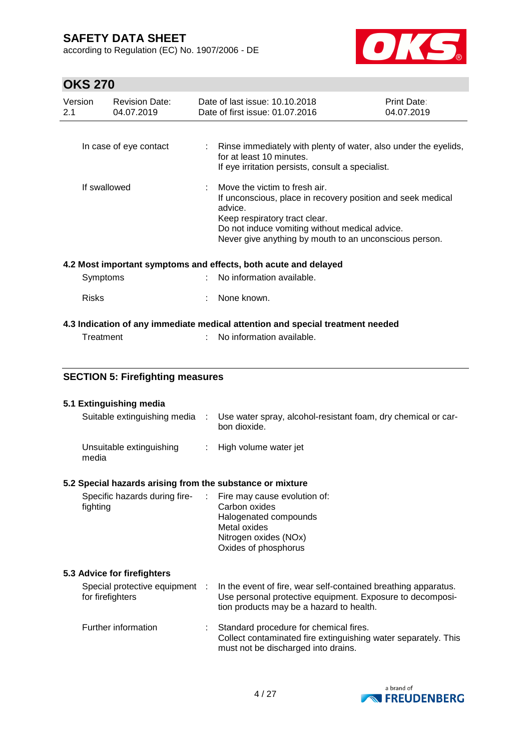| | | |
|---|---|---|
| In case of eye contact | : | Rinse immediately with plenty of water, also under the eyelids, for at least 10 minutes.<br>If eye irritation persists, consult a specialist. |
| If swallowed | : | Move the victim to fresh air.<br>If unconscious, place in recovery position and seek medical advice.<br>Keep respiratory tract clear.<br>Do not induce vomiting without medical advice.<br>Never give anything by mouth to an unconscious person. |

### 4.2 Most important symptoms and effects, both acute and delayed

| | | |
|---|---|---|
| Symptoms | : | No information available. |
| Risks | : | None known. |

### 4.3 Indication of any immediate medical attention and special treatment needed

| | | |
|---|---|---|
| Treatment | : | No information available. |

## SECTION 5: Firefighting measures

### 5.1 Extinguishing media

| | | |
|---|---|---|
| Suitable extinguishing media | : | Use water spray, alcohol-resistant foam, dry chemical or carbon dioxide. |
| Unsuitable extinguishing media | : | High volume water jet |

### 5.2 Special hazards arising from the substance or mixture

| | | |
|---|---|---|
| Specific hazards during firefighting | : | Fire may cause evolution of:<br>Carbon oxides<br>Halogenated compounds<br>Metal oxides<br>Nitrogen oxides (NOx)<br>Oxides of phosphorus |

### 5.3 Advice for firefighters

| | | |
|---|---|---|
| Special protective equipment for firefighters | : | In the event of fire, wear self-contained breathing apparatus.<br>Use personal protective equipment. Exposure to decomposition products may be a hazard to health. |
| Further information | : | Standard procedure for chemical fires.<br>Collect contaminated fire extinguishing water separately. This must not be discharged into drains. |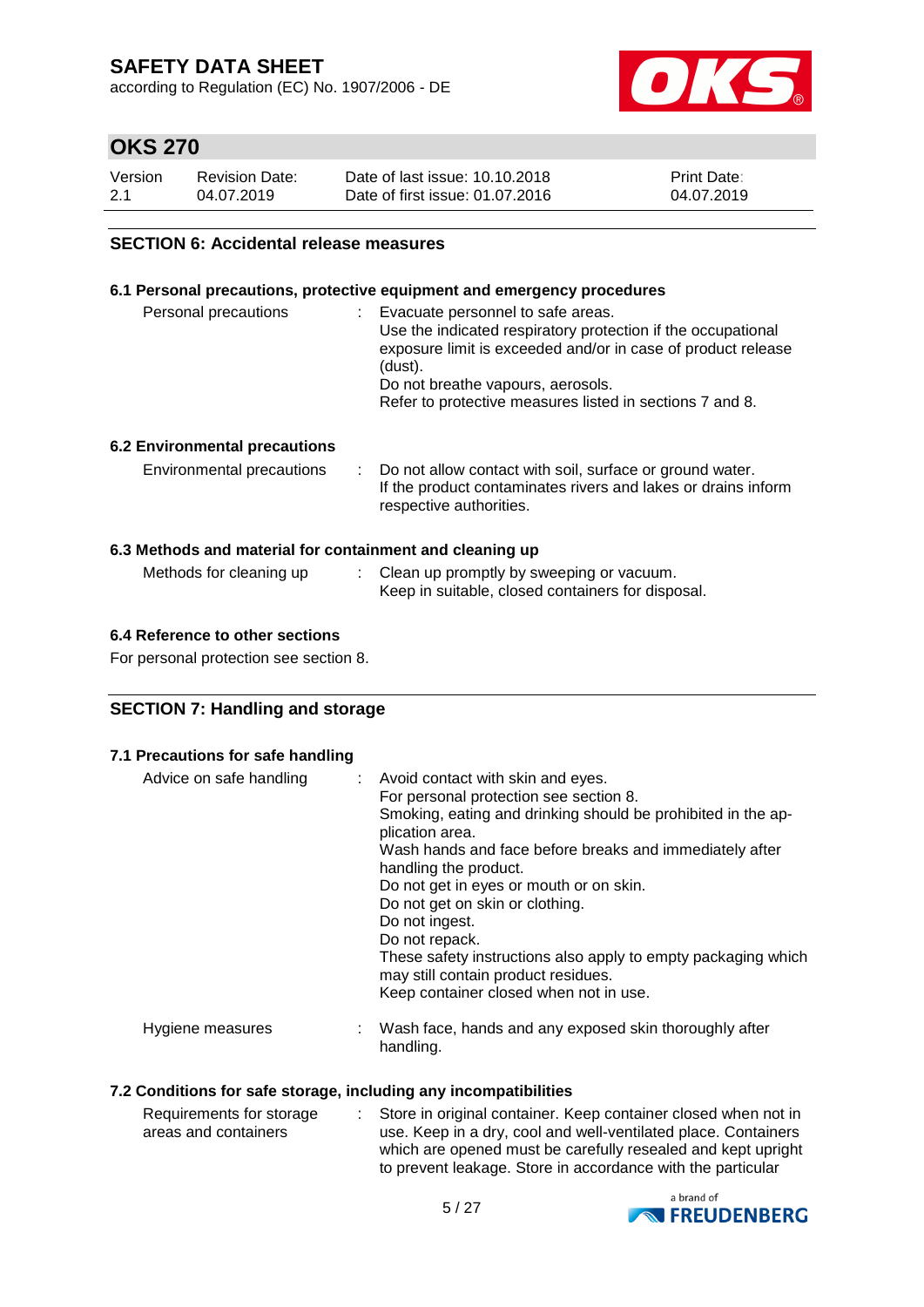## SECTION 6: Accidental release measures

### 6.1 Personal precautions, protective equipment and emergency procedures

| | | |
|---|---|---|
| Personal precautions | : | Evacuate personnel to safe areas.<br>Use the indicated respiratory protection if the occupational exposure limit is exceeded and/or in case of product release (dust).<br>Do not breathe vapours, aerosols.<br>Refer to protective measures listed in sections 7 and 8. |

### 6.2 Environmental precautions

| | | |
|---|---|---|
| Environmental precautions | : | Do not allow contact with soil, surface or ground water.<br>If the product contaminates rivers and lakes or drains inform respective authorities. |

### 6.3 Methods and material for containment and cleaning up

| | | |
|---|---|---|
| Methods for cleaning up | : | Clean up promptly by sweeping or vacuum.<br>Keep in suitable, closed containers for disposal. |

### 6.4 Reference to other sections

For personal protection see section 8.

## SECTION 7: Handling and storage

### 7.1 Precautions for safe handling

| | | |
|---|---|---|
| Advice on safe handling | : | Avoid contact with skin and eyes.<br>For personal protection see section 8.<br>Smoking, eating and drinking should be prohibited in the application area.<br>Wash hands and face before breaks and immediately after handling the product.<br>Do not get in eyes or mouth or on skin.<br>Do not get on skin or clothing.<br>Do not ingest.<br>Do not repack.<br>These safety instructions also apply to empty packaging which may still contain product residues.<br>Keep container closed when not in use. |
| Hygiene measures | : | Wash face, hands and any exposed skin thoroughly after handling. |

### 7.2 Conditions for safe storage, including any incompatibilities

| | | |
|---|---|---|
| Requirements for storage areas and containers | : | Store in original container. Keep container closed when not in use. Keep in a dry, cool and well-ventilated place. Containers which are opened must be carefully resealed and kept upright to prevent leakage. Store in accordance with the particular |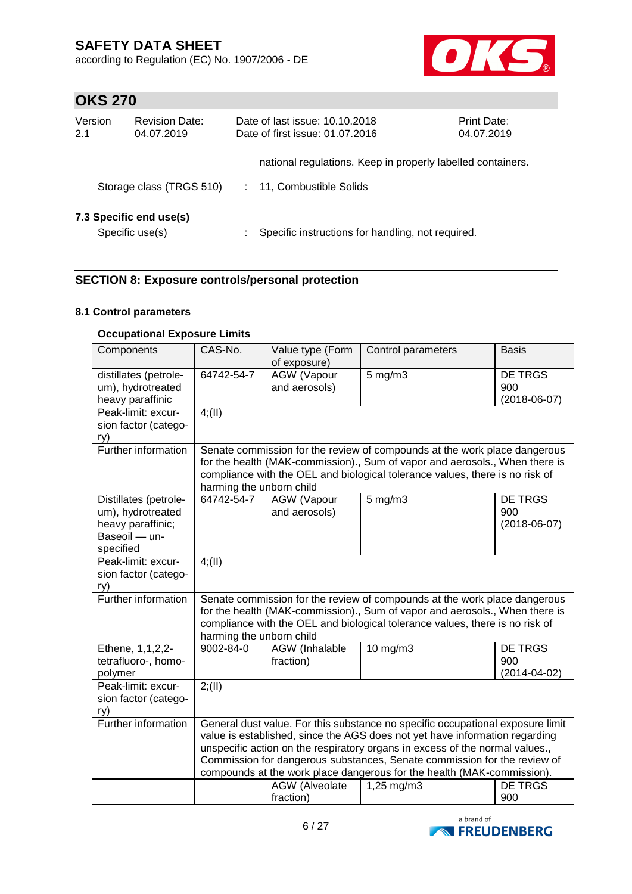national regulations. Keep in properly labelled containers.

Storage class (TRGS 510) : 11, Combustible Solids

### 7.3 Specific end use(s)

Specific use(s) : Specific instructions for handling, not required.

## SECTION 8: Exposure controls/personal protection

### 8.1 Control parameters

**Occupational Exposure Limits**

| Components | CAS-No. | Value type (Form of exposure) | Control parameters | Basis |
|---|---|---|---|---|
| distillates (petroleum), hydrotreated heavy paraffinic | 64742-54-7 | AGW (Vapour and aerosols) | 5 mg/m3 | DE TRGS 900 (2018-06-07) |
| Peak-limit: excursion factor (category) | 4;(II) | | | |
| Further information | Senate commission for the review of compounds at the work place dangerous for the health (MAK-commission)., Sum of vapor and aerosols., When there is compliance with the OEL and biological tolerance values, there is no risk of harming the unborn child | | | |
| Distillates (petroleum), hydrotreated heavy paraffinic; Baseoil — unspecified | 64742-54-7 | AGW (Vapour and aerosols) | 5 mg/m3 | DE TRGS 900 (2018-06-07) |
| Peak-limit: excursion factor (category) | 4;(II) | | | |
| Further information | Senate commission for the review of compounds at the work place dangerous for the health (MAK-commission)., Sum of vapor and aerosols., When there is compliance with the OEL and biological tolerance values, there is no risk of harming the unborn child | | | |
| Ethene, 1,1,2,2-tetrafluoro-, homopolymer | 9002-84-0 | AGW (Inhalable fraction) | 10 mg/m3 | DE TRGS 900 (2014-04-02) |
| Peak-limit: excursion factor (category) | 2;(II) | | | |
| Further information | General dust value. For this substance no specific occupational exposure limit value is established, since the AGS does not yet have information regarding unspecific action on the respiratory organs in excess of the normal values., Commission for dangerous substances, Senate commission for the review of compounds at the work place dangerous for the health (MAK-commission). | | | |
| | | AGW (Alveolate fraction) | 1,25 mg/m3 | DE TRGS 900 |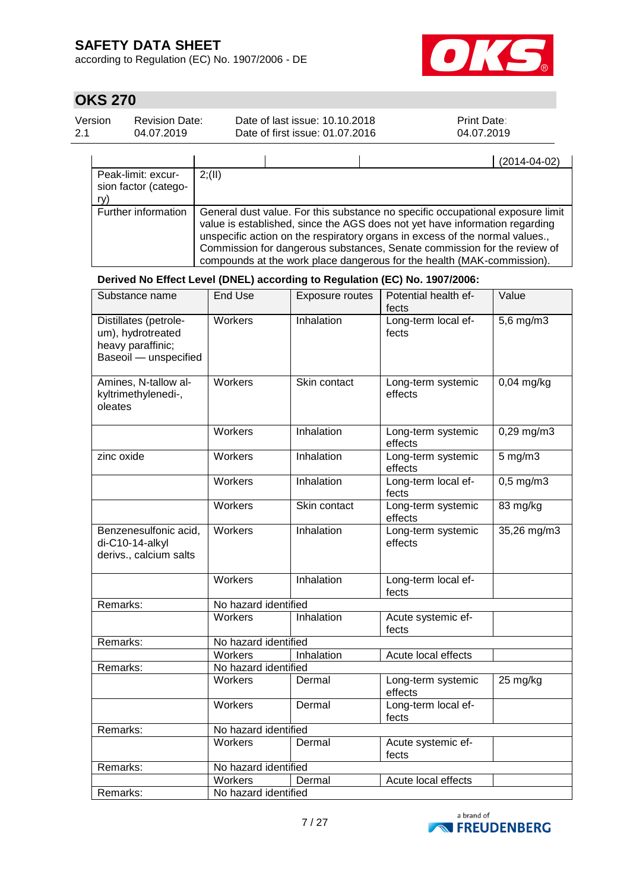| | | | | (2014-04-02) |
|---|---|---|---|---|
| Peak-limit: excursion factor (category) | 2;(II) | | | |
| Further information | General dust value. For this substance no specific occupational exposure limit value is established, since the AGS does not yet have information regarding unspecific action on the respiratory organs in excess of the normal values., Commission for dangerous substances, Senate commission for the review of compounds at the work place dangerous for the health (MAK-commission). | | | |

**Derived No Effect Level (DNEL) according to Regulation (EC) No. 1907/2006:**

| Substance name | End Use | Exposure routes | Potential health effects | Value |
|---|---|---|---|---|
| Distillates (petroleum), hydrotreated heavy paraffinic; Baseoil — unspecified | Workers | Inhalation | Long-term local effects | 5,6 mg/m3 |
| Amines, N-tallow alkyltrimethylenedi-, oleates | Workers | Skin contact | Long-term systemic effects | 0,04 mg/kg |
| | Workers | Inhalation | Long-term systemic effects | 0,29 mg/m3 |
| zinc oxide | Workers | Inhalation | Long-term systemic effects | 5 mg/m3 |
| | Workers | Inhalation | Long-term local effects | 0,5 mg/m3 |
| | Workers | Skin contact | Long-term systemic effects | 83 mg/kg |
| Benzenesulfonic acid, di-C10-14-alkyl derivs., calcium salts | Workers | Inhalation | Long-term systemic effects | 35,26 mg/m3 |
| | Workers | Inhalation | Long-term local effects | |
| Remarks: | No hazard identified | | | |
| | Workers | Inhalation | Acute systemic effects | |
| Remarks: | No hazard identified | | | |
| | Workers | Inhalation | Acute local effects | |
| Remarks: | No hazard identified | | | |
| | Workers | Dermal | Long-term systemic effects | 25 mg/kg |
| | Workers | Dermal | Long-term local effects | |
| Remarks: | No hazard identified | | | |
| | Workers | Dermal | Acute systemic effects | |
| Remarks: | No hazard identified | | | |
| | Workers | Dermal | Acute local effects | |
| Remarks: | No hazard identified | | | |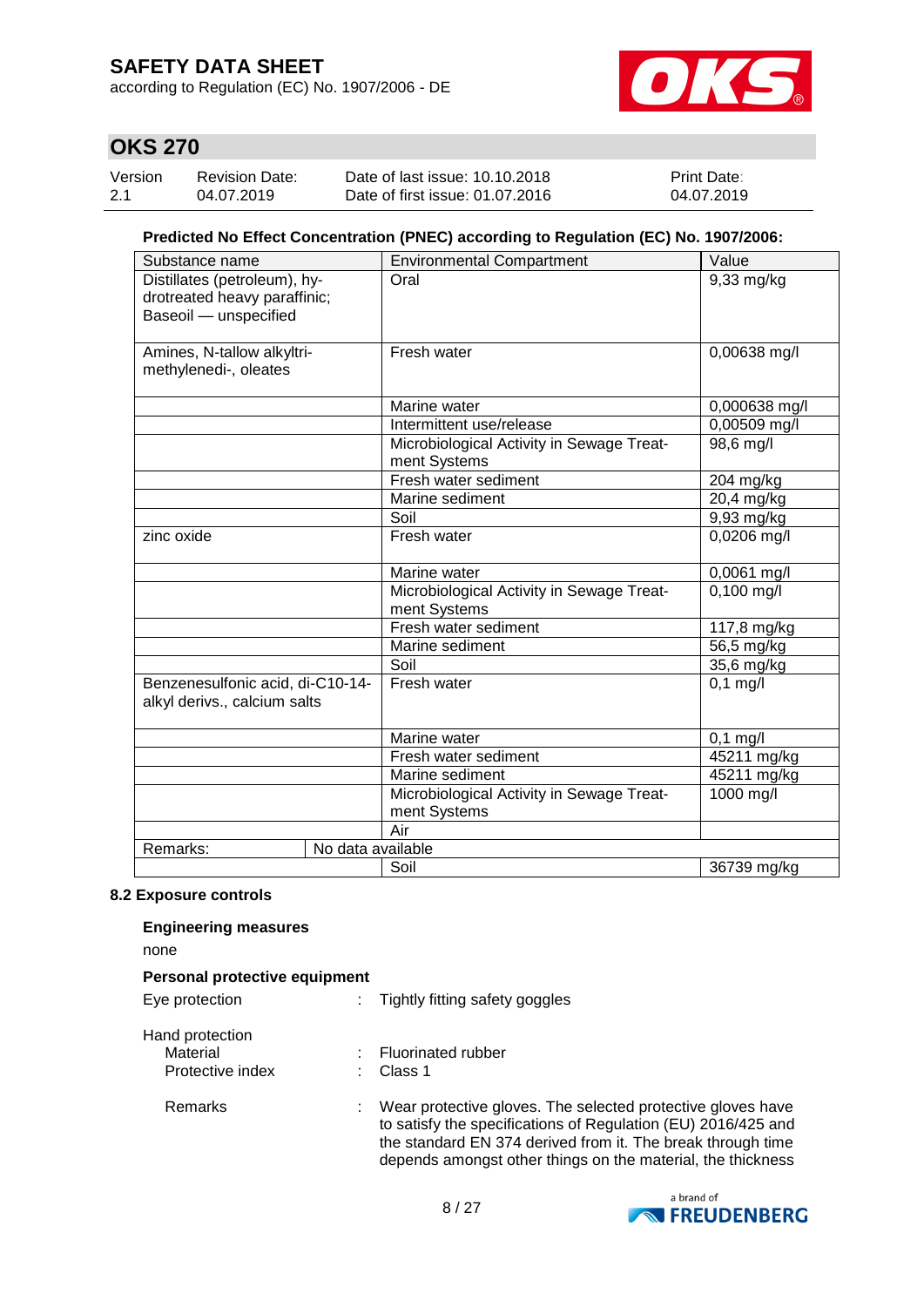**Predicted No Effect Concentration (PNEC) according to Regulation (EC) No. 1907/2006:**

| Substance name | Environmental Compartment | Value |
|---|---|---|
| Distillates (petroleum), hydrotreated heavy paraffinic; Baseoil — unspecified | Oral | 9,33 mg/kg |
| Amines, N-tallow alkyltrimethylenedi-, oleates | Fresh water | 0,00638 mg/l |
| | Marine water | 0,000638 mg/l |
| | Intermittent use/release | 0,00509 mg/l |
| | Microbiological Activity in Sewage Treatment Systems | 98,6 mg/l |
| | Fresh water sediment | 204 mg/kg |
| | Marine sediment | 20,4 mg/kg |
| | Soil | 9,93 mg/kg |
| zinc oxide | Fresh water | 0,0206 mg/l |
| | Marine water | 0,0061 mg/l |
| | Microbiological Activity in Sewage Treatment Systems | 0,100 mg/l |
| | Fresh water sediment | 117,8 mg/kg |
| | Marine sediment | 56,5 mg/kg |
| | Soil | 35,6 mg/kg |
| Benzenesulfonic acid, di-C10-14-alkyl derivs., calcium salts | Fresh water | 0,1 mg/l |
| | Marine water | 0,1 mg/l |
| | Fresh water sediment | 45211 mg/kg |
| | Marine sediment | 45211 mg/kg |
| | Microbiological Activity in Sewage Treatment Systems | 1000 mg/l |
| | Air | |
| Remarks: No data available | | |
| | Soil | 36739 mg/kg |

### 8.2 Exposure controls

**Engineering measures**

none

**Personal protective equipment**

Eye protection : Tightly fitting safety goggles

Hand protection
- Material : Fluorinated rubber
- Protective index : Class 1
- Remarks : Wear protective gloves. The selected protective gloves have to satisfy the specifications of Regulation (EU) 2016/425 and the standard EN 374 derived from it. The break through time depends amongst other things on the material, the thickness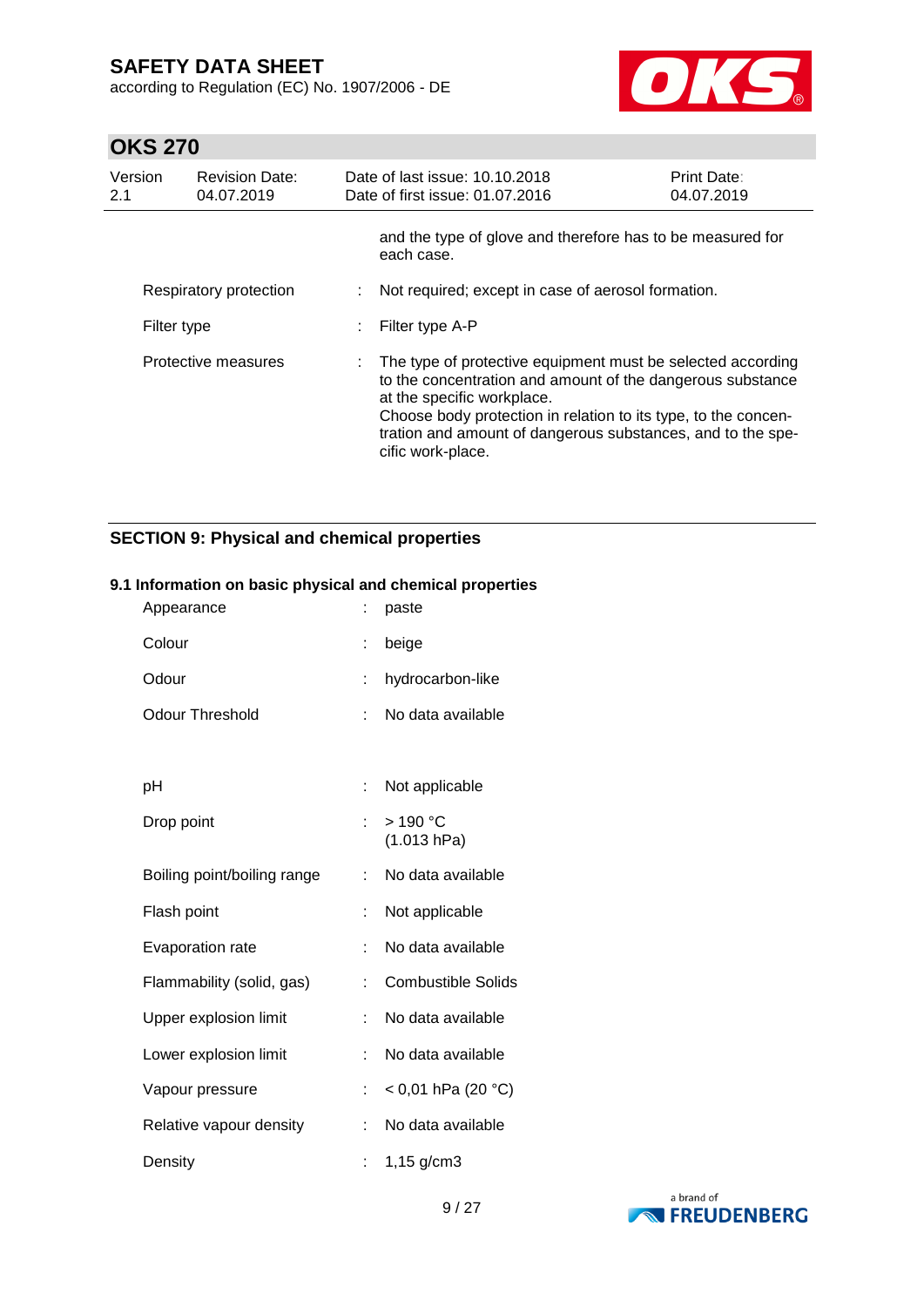and the type of glove and therefore has to be measured for each case.

| | | |
|---|---|---|
| Respiratory protection | : | Not required; except in case of aerosol formation. |
| Filter type | : | Filter type A-P |
| Protective measures | : | The type of protective equipment must be selected according to the concentration and amount of the dangerous substance at the specific workplace.<br>Choose body protection in relation to its type, to the concentration and amount of dangerous substances, and to the specific work-place. |

## SECTION 9: Physical and chemical properties

### 9.1 Information on basic physical and chemical properties

| | | |
|---|---|---|
| Appearance | : | paste |
| Colour | : | beige |
| Odour | : | hydrocarbon-like |
| Odour Threshold | : | No data available |
| pH | : | Not applicable |
| Drop point | : | > 190 °C<br>(1.013 hPa) |
| Boiling point/boiling range | : | No data available |
| Flash point | : | Not applicable |
| Evaporation rate | : | No data available |
| Flammability (solid, gas) | : | Combustible Solids |
| Upper explosion limit | : | No data available |
| Lower explosion limit | : | No data available |
| Vapour pressure | : | < 0,01 hPa (20 °C) |
| Relative vapour density | : | No data available |
| Density | : | 1,15 g/cm3 |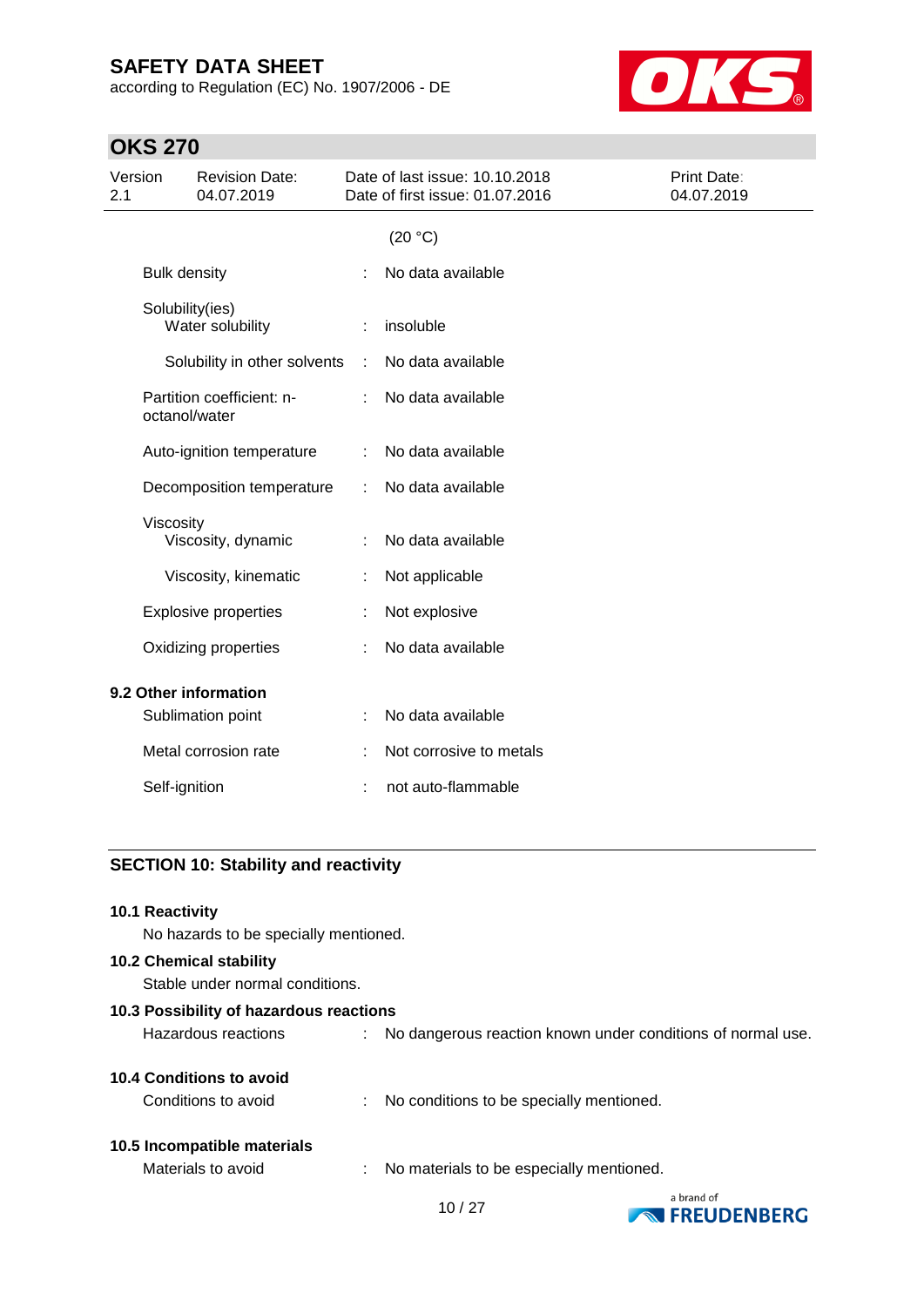(20 °C)

Bulk density : No data available

Solubility(ies)
Water solubility : insoluble

Solubility in other solvents : No data available

Partition coefficient: n-octanol/water : No data available

Auto-ignition temperature : No data available

Decomposition temperature : No data available

Viscosity
Viscosity, dynamic : No data available

Viscosity, kinematic : Not applicable

Explosive properties : Not explosive

Oxidizing properties : No data available

**9.2 Other information**

Sublimation point : No data available

Metal corrosion rate : Not corrosive to metals

Self-ignition : not auto-flammable

## SECTION 10: Stability and reactivity

**10.1 Reactivity**

No hazards to be specially mentioned.

**10.2 Chemical stability**

Stable under normal conditions.

**10.3 Possibility of hazardous reactions**

Hazardous reactions : No dangerous reaction known under conditions of normal use.

**10.4 Conditions to avoid**

Conditions to avoid : No conditions to be specially mentioned.

**10.5 Incompatible materials**

Materials to avoid : No materials to be especially mentioned.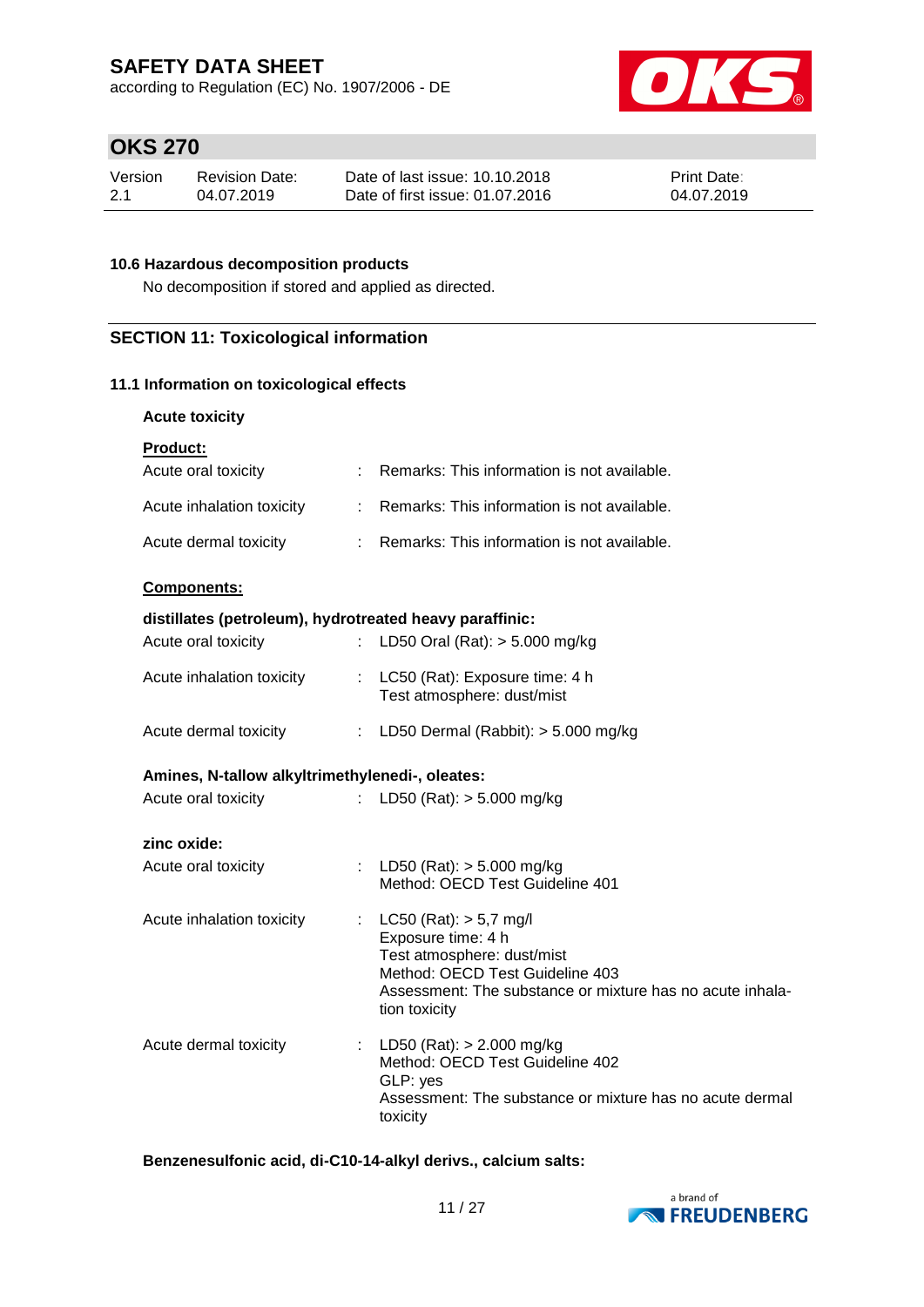### 10.6 Hazardous decomposition products

No decomposition if stored and applied as directed.

## SECTION 11: Toxicological information

### 11.1 Information on toxicological effects

**Acute toxicity**

**Product:**

| | |
|---|---|
| Acute oral toxicity | : Remarks: This information is not available. |
| Acute inhalation toxicity | : Remarks: This information is not available. |
| Acute dermal toxicity | : Remarks: This information is not available. |

**Components:**

**distillates (petroleum), hydrotreated heavy paraffinic:**

| | |
|---|---|
| Acute oral toxicity | : LD50 Oral (Rat): > 5.000 mg/kg |
| Acute inhalation toxicity | : LC50 (Rat): Exposure time: 4 h<br>Test atmosphere: dust/mist |
| Acute dermal toxicity | : LD50 Dermal (Rabbit): > 5.000 mg/kg |

**Amines, N-tallow alkyltrimethylenedi-, oleates:**

| | |
|---|---|
| Acute oral toxicity | : LD50 (Rat): > 5.000 mg/kg |

**zinc oxide:**

| | |
|---|---|
| Acute oral toxicity | : LD50 (Rat): > 5.000 mg/kg<br>Method: OECD Test Guideline 401 |
| Acute inhalation toxicity | : LC50 (Rat): > 5,7 mg/l<br>Exposure time: 4 h<br>Test atmosphere: dust/mist<br>Method: OECD Test Guideline 403<br>Assessment: The substance or mixture has no acute inhalation toxicity |
| Acute dermal toxicity | : LD50 (Rat): > 2.000 mg/kg<br>Method: OECD Test Guideline 402<br>GLP: yes<br>Assessment: The substance or mixture has no acute dermal toxicity |

**Benzenesulfonic acid, di-C10-14-alkyl derivs., calcium salts:**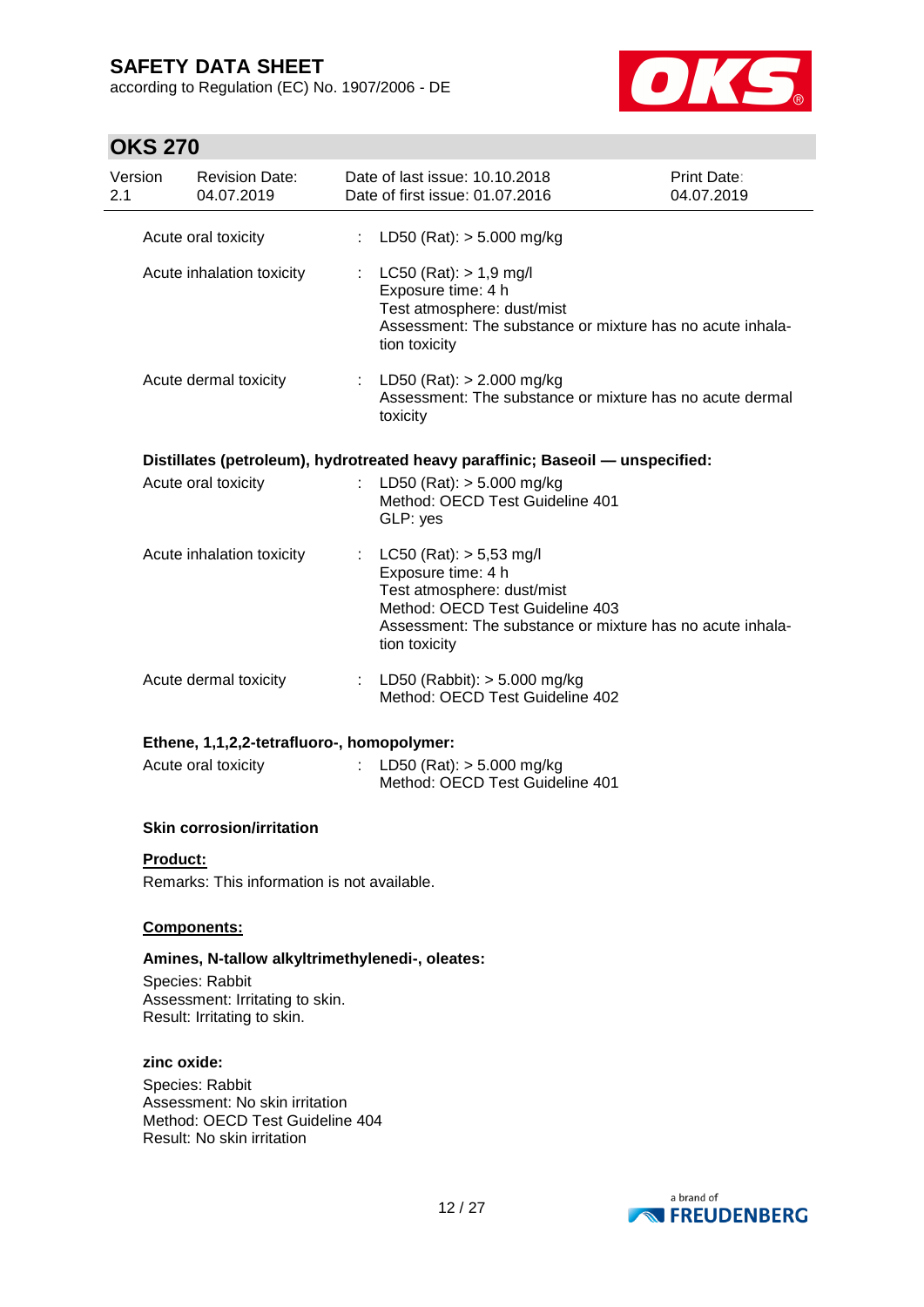| | | |
|---|---|---|
| Acute oral toxicity | : | LD50 (Rat): > 5.000 mg/kg |
| Acute inhalation toxicity | : | LC50 (Rat): > 1,9 mg/l<br>Exposure time: 4 h<br>Test atmosphere: dust/mist<br>Assessment: The substance or mixture has no acute inhalation toxicity |
| Acute dermal toxicity | : | LD50 (Rat): > 2.000 mg/kg<br>Assessment: The substance or mixture has no acute dermal toxicity |

**Distillates (petroleum), hydrotreated heavy paraffinic; Baseoil — unspecified:**

| | | |
|---|---|---|
| Acute oral toxicity | : | LD50 (Rat): > 5.000 mg/kg<br>Method: OECD Test Guideline 401<br>GLP: yes |
| Acute inhalation toxicity | : | LC50 (Rat): > 5,53 mg/l<br>Exposure time: 4 h<br>Test atmosphere: dust/mist<br>Method: OECD Test Guideline 403<br>Assessment: The substance or mixture has no acute inhalation toxicity |
| Acute dermal toxicity | : | LD50 (Rabbit): > 5.000 mg/kg<br>Method: OECD Test Guideline 402 |

**Ethene, 1,1,2,2-tetrafluoro-, homopolymer:**

| | | |
|---|---|---|
| Acute oral toxicity | : | LD50 (Rat): > 5.000 mg/kg<br>Method: OECD Test Guideline 401 |

**Skin corrosion/irritation**

**Product:**

Remarks: This information is not available.

**Components:**

**Amines, N-tallow alkyltrimethylenedi-, oleates:**

Species: Rabbit
Assessment: Irritating to skin.
Result: Irritating to skin.

**zinc oxide:**

Species: Rabbit
Assessment: No skin irritation
Method: OECD Test Guideline 404
Result: No skin irritation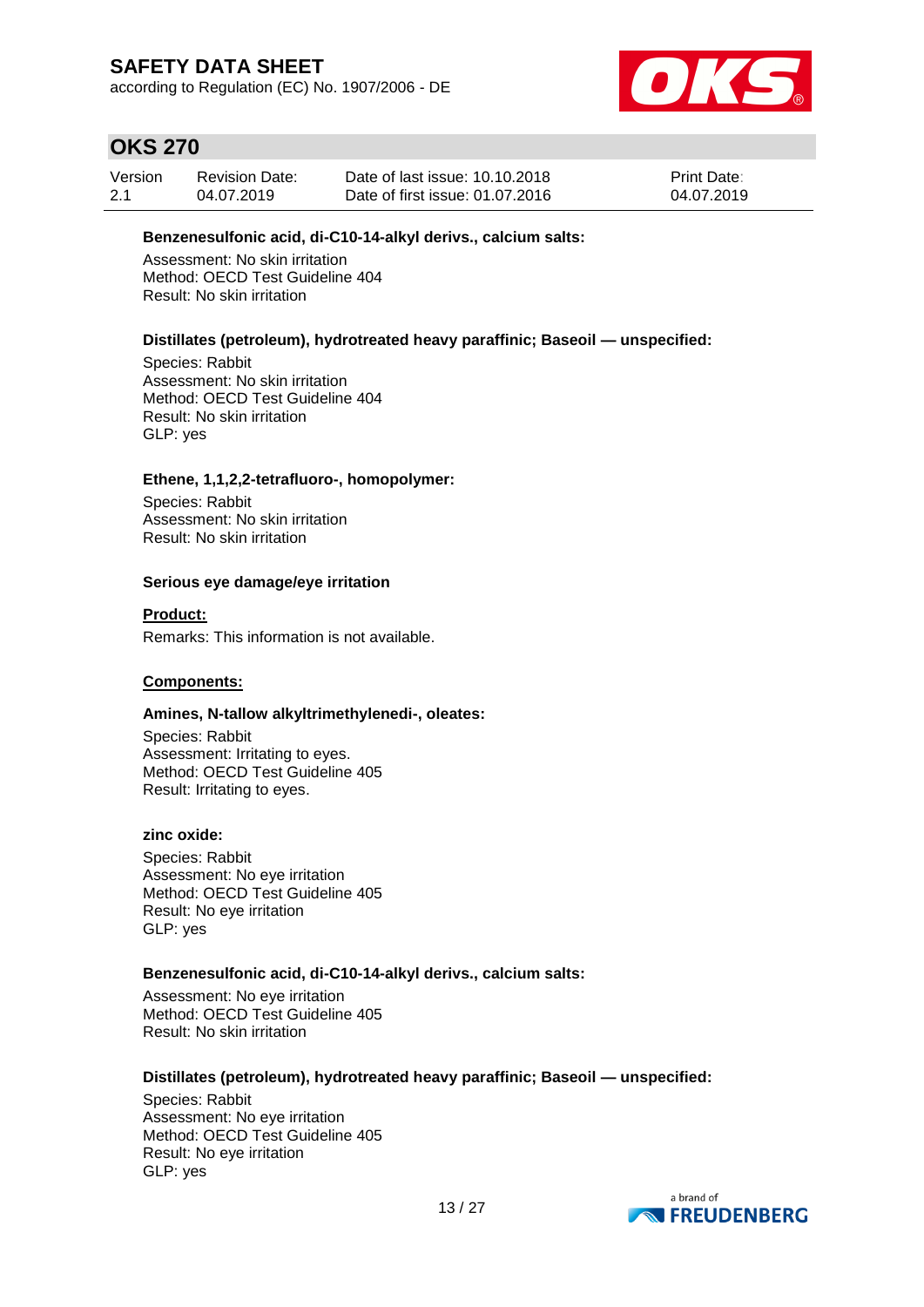**Benzenesulfonic acid, di-C10-14-alkyl derivs., calcium salts:**

Assessment: No skin irritation
Method: OECD Test Guideline 404
Result: No skin irritation

**Distillates (petroleum), hydrotreated heavy paraffinic; Baseoil — unspecified:**

Species: Rabbit
Assessment: No skin irritation
Method: OECD Test Guideline 404
Result: No skin irritation
GLP: yes

**Ethene, 1,1,2,2-tetrafluoro-, homopolymer:**

Species: Rabbit
Assessment: No skin irritation
Result: No skin irritation

**Serious eye damage/eye irritation**

**Product:**

Remarks: This information is not available.

**Components:**

**Amines, N-tallow alkyltrimethylenedi-, oleates:**

Species: Rabbit
Assessment: Irritating to eyes.
Method: OECD Test Guideline 405
Result: Irritating to eyes.

**zinc oxide:**

Species: Rabbit
Assessment: No eye irritation
Method: OECD Test Guideline 405
Result: No eye irritation
GLP: yes

**Benzenesulfonic acid, di-C10-14-alkyl derivs., calcium salts:**

Assessment: No eye irritation
Method: OECD Test Guideline 405
Result: No skin irritation

**Distillates (petroleum), hydrotreated heavy paraffinic; Baseoil — unspecified:**

Species: Rabbit
Assessment: No eye irritation
Method: OECD Test Guideline 405
Result: No eye irritation
GLP: yes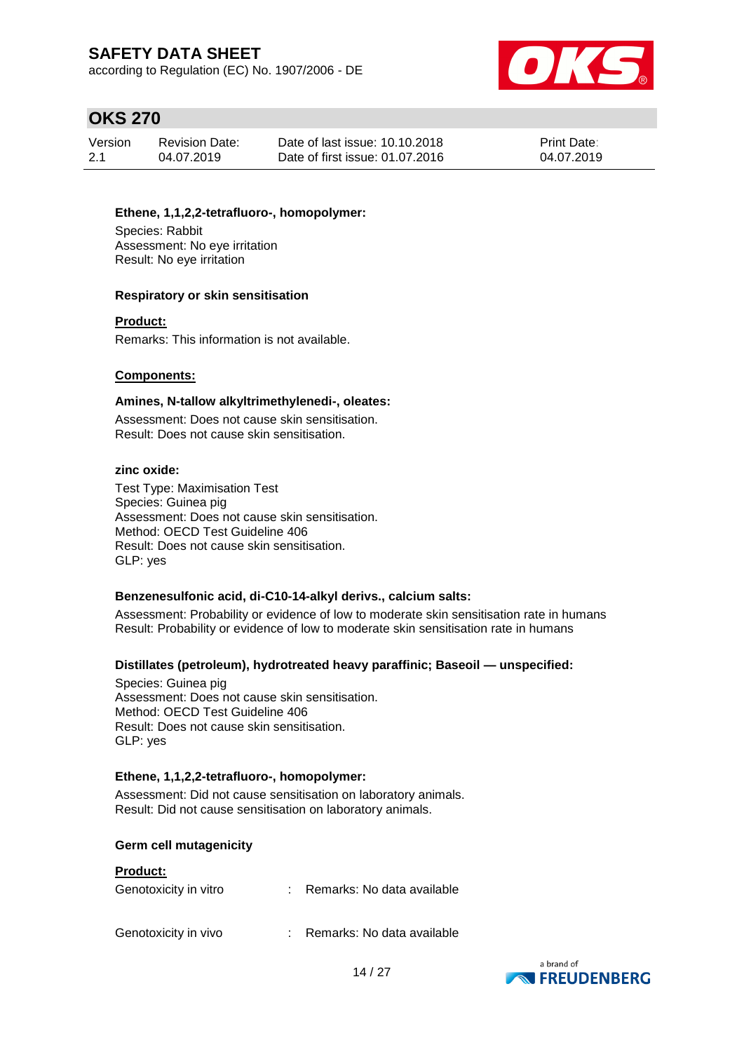**Ethene, 1,1,2,2-tetrafluoro-, homopolymer:**

Species: Rabbit
Assessment: No eye irritation
Result: No eye irritation

**Respiratory or skin sensitisation**

**Product:**

Remarks: This information is not available.

**Components:**

**Amines, N-tallow alkyltrimethylenedi-, oleates:**

Assessment: Does not cause skin sensitisation.
Result: Does not cause skin sensitisation.

**zinc oxide:**

Test Type: Maximisation Test
Species: Guinea pig
Assessment: Does not cause skin sensitisation.
Method: OECD Test Guideline 406
Result: Does not cause skin sensitisation.
GLP: yes

**Benzenesulfonic acid, di-C10-14-alkyl derivs., calcium salts:**

Assessment: Probability or evidence of low to moderate skin sensitisation rate in humans
Result: Probability or evidence of low to moderate skin sensitisation rate in humans

**Distillates (petroleum), hydrotreated heavy paraffinic; Baseoil — unspecified:**

Species: Guinea pig
Assessment: Does not cause skin sensitisation.
Method: OECD Test Guideline 406
Result: Does not cause skin sensitisation.
GLP: yes

**Ethene, 1,1,2,2-tetrafluoro-, homopolymer:**

Assessment: Did not cause sensitisation on laboratory animals.
Result: Did not cause sensitisation on laboratory animals.

**Germ cell mutagenicity**

**Product:**

Genotoxicity in vitro : Remarks: No data available

Genotoxicity in vivo : Remarks: No data available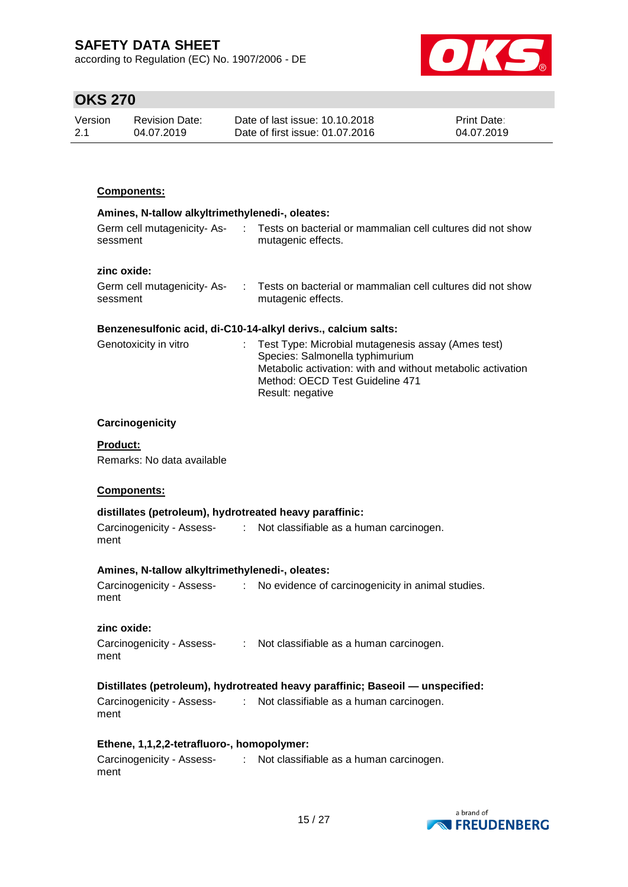**Components:**

**Amines, N-tallow alkyltrimethylenedi-, oleates:**

| | | |
|---|---|---|
| Germ cell mutagenicity- Assessment | : | Tests on bacterial or mammalian cell cultures did not show mutagenic effects. |

**zinc oxide:**

| | | |
|---|---|---|
| Germ cell mutagenicity- Assessment | : | Tests on bacterial or mammalian cell cultures did not show mutagenic effects. |

**Benzenesulfonic acid, di-C10-14-alkyl derivs., calcium salts:**

| | | |
|---|---|---|
| Genotoxicity in vitro | : | Test Type: Microbial mutagenesis assay (Ames test)<br>Species: Salmonella typhimurium<br>Metabolic activation: with and without metabolic activation<br>Method: OECD Test Guideline 471<br>Result: negative |

**Carcinogenicity**

**Product:**

Remarks: No data available

**Components:**

**distillates (petroleum), hydrotreated heavy paraffinic:**

| | | |
|---|---|---|
| Carcinogenicity - Assessment | : | Not classifiable as a human carcinogen. |

**Amines, N-tallow alkyltrimethylenedi-, oleates:**

| | | |
|---|---|---|
| Carcinogenicity - Assessment | : | No evidence of carcinogenicity in animal studies. |

**zinc oxide:**

| | | |
|---|---|---|
| Carcinogenicity - Assessment | : | Not classifiable as a human carcinogen. |

**Distillates (petroleum), hydrotreated heavy paraffinic; Baseoil — unspecified:**

| | | |
|---|---|---|
| Carcinogenicity - Assessment | : | Not classifiable as a human carcinogen. |

**Ethene, 1,1,2,2-tetrafluoro-, homopolymer:**

| | | |
|---|---|---|
| Carcinogenicity - Assessment | : | Not classifiable as a human carcinogen. |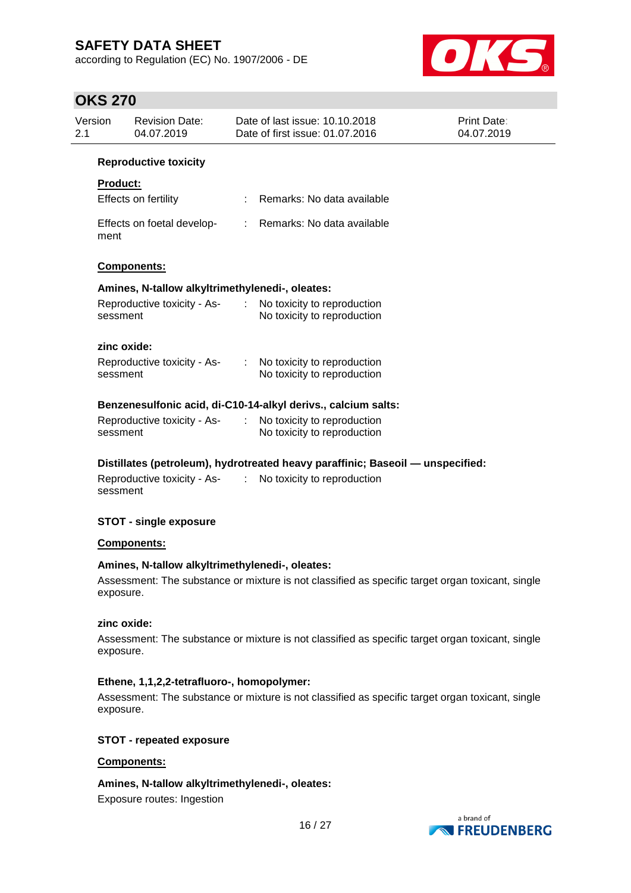### Reproductive toxicity

**Product:**

| | |
|---|---|
| Effects on fertility | : Remarks: No data available |
| Effects on foetal development | : Remarks: No data available |

**Components:**

**Amines, N-tallow alkyltrimethylenedi-, oleates:**

| | |
|---|---|
| Reproductive toxicity - Assessment | : No toxicity to reproduction<br>No toxicity to reproduction |

**zinc oxide:**

| | |
|---|---|
| Reproductive toxicity - Assessment | : No toxicity to reproduction<br>No toxicity to reproduction |

**Benzenesulfonic acid, di-C10-14-alkyl derivs., calcium salts:**

| | |
|---|---|
| Reproductive toxicity - Assessment | : No toxicity to reproduction<br>No toxicity to reproduction |

**Distillates (petroleum), hydrotreated heavy paraffinic; Baseoil — unspecified:**

| | |
|---|---|
| Reproductive toxicity - Assessment | : No toxicity to reproduction |

### STOT - single exposure

**Components:**

**Amines, N-tallow alkyltrimethylenedi-, oleates:**

Assessment: The substance or mixture is not classified as specific target organ toxicant, single exposure.

**zinc oxide:**

Assessment: The substance or mixture is not classified as specific target organ toxicant, single exposure.

**Ethene, 1,1,2,2-tetrafluoro-, homopolymer:**

Assessment: The substance or mixture is not classified as specific target organ toxicant, single exposure.

### STOT - repeated exposure

**Components:**

**Amines, N-tallow alkyltrimethylenedi-, oleates:**

Exposure routes: Ingestion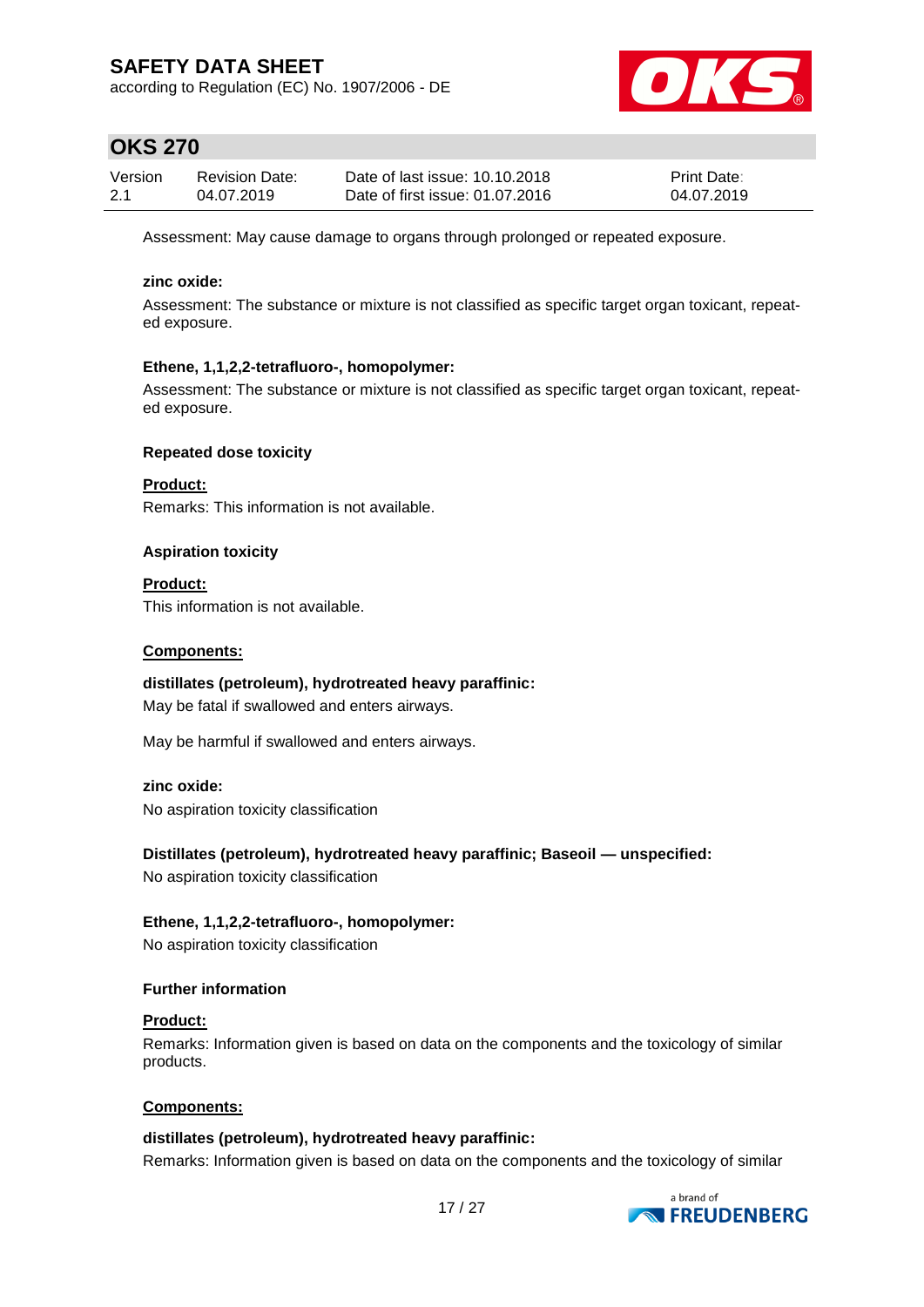Assessment: May cause damage to organs through prolonged or repeated exposure.

**zinc oxide:**

Assessment: The substance or mixture is not classified as specific target organ toxicant, repeated exposure.

**Ethene, 1,1,2,2-tetrafluoro-, homopolymer:**

Assessment: The substance or mixture is not classified as specific target organ toxicant, repeated exposure.

**Repeated dose toxicity**

**Product:**

Remarks: This information is not available.

**Aspiration toxicity**

**Product:**

This information is not available.

**Components:**

**distillates (petroleum), hydrotreated heavy paraffinic:**

May be fatal if swallowed and enters airways.

May be harmful if swallowed and enters airways.

**zinc oxide:**

No aspiration toxicity classification

**Distillates (petroleum), hydrotreated heavy paraffinic; Baseoil — unspecified:**

No aspiration toxicity classification

**Ethene, 1,1,2,2-tetrafluoro-, homopolymer:**

No aspiration toxicity classification

**Further information**

**Product:**

Remarks: Information given is based on data on the components and the toxicology of similar products.

**Components:**

**distillates (petroleum), hydrotreated heavy paraffinic:**

Remarks: Information given is based on data on the components and the toxicology of similar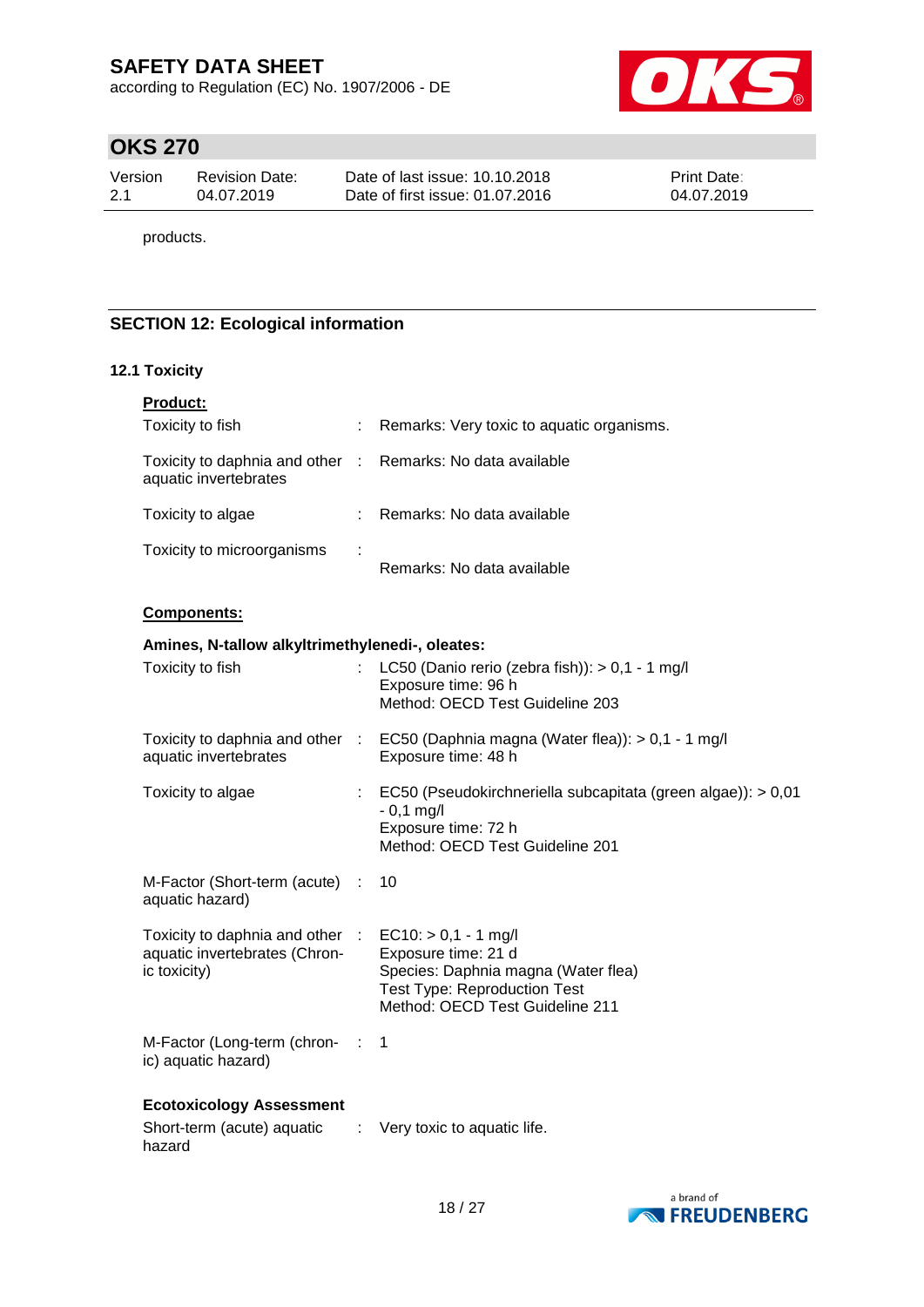products.

## SECTION 12: Ecological information

### 12.1 Toxicity

**Product:**

| | | |
|---|---|---|
| Toxicity to fish | : | Remarks: Very toxic to aquatic organisms. |
| Toxicity to daphnia and other aquatic invertebrates | : | Remarks: No data available |
| Toxicity to algae | : | Remarks: No data available |
| Toxicity to microorganisms | : | Remarks: No data available |

**Components:**

**Amines, N-tallow alkyltrimethylenedi-, oleates:**

| | | |
|---|---|---|
| Toxicity to fish | : | LC50 (Danio rerio (zebra fish)): > 0,1 - 1 mg/l<br>Exposure time: 96 h<br>Method: OECD Test Guideline 203 |
| Toxicity to daphnia and other aquatic invertebrates | : | EC50 (Daphnia magna (Water flea)): > 0,1 - 1 mg/l<br>Exposure time: 48 h |
| Toxicity to algae | : | EC50 (Pseudokirchneriella subcapitata (green algae)): > 0,01 - 0,1 mg/l<br>Exposure time: 72 h<br>Method: OECD Test Guideline 201 |
| M-Factor (Short-term (acute) aquatic hazard) | : | 10 |
| Toxicity to daphnia and other aquatic invertebrates (Chronic toxicity) | : | EC10: > 0,1 - 1 mg/l<br>Exposure time: 21 d<br>Species: Daphnia magna (Water flea)<br>Test Type: Reproduction Test<br>Method: OECD Test Guideline 211 |
| M-Factor (Long-term (chronic) aquatic hazard) | : | 1 |

**Ecotoxicology Assessment**

| | | |
|---|---|---|
| Short-term (acute) aquatic hazard | : | Very toxic to aquatic life. |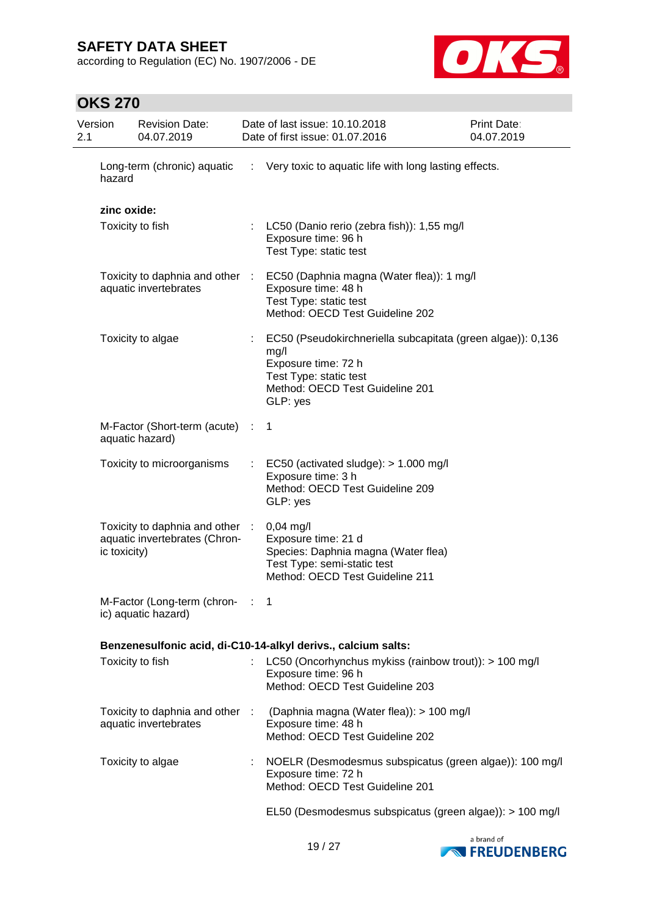Long-term (chronic) aquatic hazard : Very toxic to aquatic life with long lasting effects.

**zinc oxide:**

| | | |
|---|---|---|
| Toxicity to fish | : | LC50 (Danio rerio (zebra fish)): 1,55 mg/l<br>Exposure time: 96 h<br>Test Type: static test |
| Toxicity to daphnia and other aquatic invertebrates | : | EC50 (Daphnia magna (Water flea)): 1 mg/l<br>Exposure time: 48 h<br>Test Type: static test<br>Method: OECD Test Guideline 202 |
| Toxicity to algae | : | EC50 (Pseudokirchneriella subcapitata (green algae)): 0,136 mg/l<br>Exposure time: 72 h<br>Test Type: static test<br>Method: OECD Test Guideline 201<br>GLP: yes |
| M-Factor (Short-term (acute) aquatic hazard) | : | 1 |
| Toxicity to microorganisms | : | EC50 (activated sludge): > 1.000 mg/l<br>Exposure time: 3 h<br>Method: OECD Test Guideline 209<br>GLP: yes |
| Toxicity to daphnia and other aquatic invertebrates (Chronic toxicity) | : | 0,04 mg/l<br>Exposure time: 21 d<br>Species: Daphnia magna (Water flea)<br>Test Type: semi-static test<br>Method: OECD Test Guideline 211 |
| M-Factor (Long-term (chronic) aquatic hazard) | : | 1 |

**Benzenesulfonic acid, di-C10-14-alkyl derivs., calcium salts:**

| | | |
|---|---|---|
| Toxicity to fish | : | LC50 (Oncorhynchus mykiss (rainbow trout)): > 100 mg/l<br>Exposure time: 96 h<br>Method: OECD Test Guideline 203 |
| Toxicity to daphnia and other aquatic invertebrates | : | (Daphnia magna (Water flea)): > 100 mg/l<br>Exposure time: 48 h<br>Method: OECD Test Guideline 202 |
| Toxicity to algae | : | NOELR (Desmodesmus subspicatus (green algae)): 100 mg/l<br>Exposure time: 72 h<br>Method: OECD Test Guideline 201<br><br>EL50 (Desmodesmus subspicatus (green algae)): > 100 mg/l |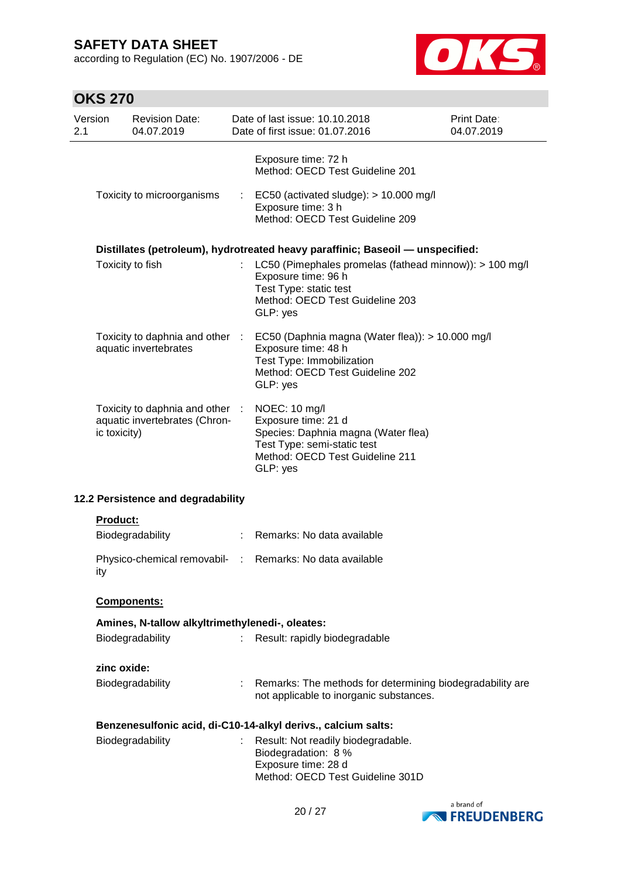| | | |
|---|---|---|
| | | Exposure time: 72 h<br>Method: OECD Test Guideline 201 |
| Toxicity to microorganisms | : | EC50 (activated sludge): > 10.000 mg/l<br>Exposure time: 3 h<br>Method: OECD Test Guideline 209 |

**Distillates (petroleum), hydrotreated heavy paraffinic; Baseoil — unspecified:**

| | | |
|---|---|---|
| Toxicity to fish | : | LC50 (Pimephales promelas (fathead minnow)): > 100 mg/l<br>Exposure time: 96 h<br>Test Type: static test<br>Method: OECD Test Guideline 203<br>GLP: yes |
| Toxicity to daphnia and other aquatic invertebrates | : | EC50 (Daphnia magna (Water flea)): > 10.000 mg/l<br>Exposure time: 48 h<br>Test Type: Immobilization<br>Method: OECD Test Guideline 202<br>GLP: yes |
| Toxicity to daphnia and other aquatic invertebrates (Chronic toxicity) | : | NOEC: 10 mg/l<br>Exposure time: 21 d<br>Species: Daphnia magna (Water flea)<br>Test Type: semi-static test<br>Method: OECD Test Guideline 211<br>GLP: yes |

### 12.2 Persistence and degradability

**Product:**

| | | |
|---|---|---|
| Biodegradability | : | Remarks: No data available |
| Physico-chemical removability | : | Remarks: No data available |

**Components:**

**Amines, N-tallow alkyltrimethylenedi-, oleates:**

| | | |
|---|---|---|
| Biodegradability | : | Result: rapidly biodegradable |

**zinc oxide:**

| | | |
|---|---|---|
| Biodegradability | : | Remarks: The methods for determining biodegradability are not applicable to inorganic substances. |

**Benzenesulfonic acid, di-C10-14-alkyl derivs., calcium salts:**

| | | |
|---|---|---|
| Biodegradability | : | Result: Not readily biodegradable.<br>Biodegradation: 8 %<br>Exposure time: 28 d<br>Method: OECD Test Guideline 301D |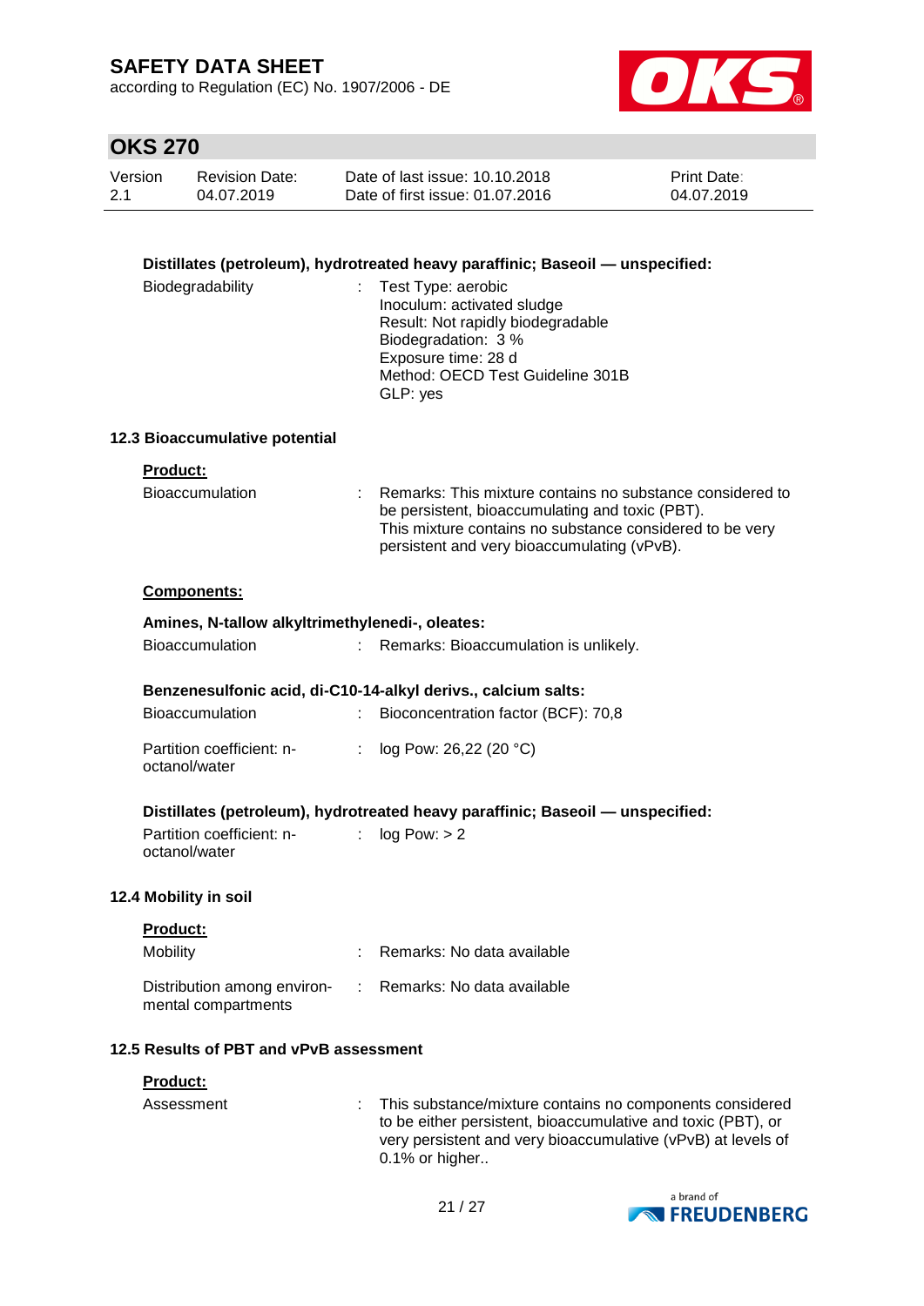**Distillates (petroleum), hydrotreated heavy paraffinic; Baseoil — unspecified:**

| | | |
|---|---|---|
| Biodegradability | : | Test Type: aerobic<br>Inoculum: activated sludge<br>Result: Not rapidly biodegradable<br>Biodegradation: 3 %<br>Exposure time: 28 d<br>Method: OECD Test Guideline 301B<br>GLP: yes |

### 12.3 Bioaccumulative potential

**Product:**

| | | |
|---|---|---|
| Bioaccumulation | : | Remarks: This mixture contains no substance considered to be persistent, bioaccumulating and toxic (PBT).<br>This mixture contains no substance considered to be very persistent and very bioaccumulating (vPvB). |

**Components:**

**Amines, N-tallow alkyltrimethylenedi-, oleates:**

| | | |
|---|---|---|
| Bioaccumulation | : | Remarks: Bioaccumulation is unlikely. |

**Benzenesulfonic acid, di-C10-14-alkyl derivs., calcium salts:**

| | | |
|---|---|---|
| Bioaccumulation | : | Bioconcentration factor (BCF): 70,8 |
| Partition coefficient: n-octanol/water | : | log Pow: 26,22 (20 °C) |

**Distillates (petroleum), hydrotreated heavy paraffinic; Baseoil — unspecified:**

| | | |
|---|---|---|
| Partition coefficient: n-octanol/water | : | log Pow: > 2 |

### 12.4 Mobility in soil

**Product:**

| | | |
|---|---|---|
| Mobility | : | Remarks: No data available |
| Distribution among environmental compartments | : | Remarks: No data available |

### 12.5 Results of PBT and vPvB assessment

**Product:**

| | | |
|---|---|---|
| Assessment | : | This substance/mixture contains no components considered to be either persistent, bioaccumulative and toxic (PBT), or very persistent and very bioaccumulative (vPvB) at levels of 0.1% or higher.. |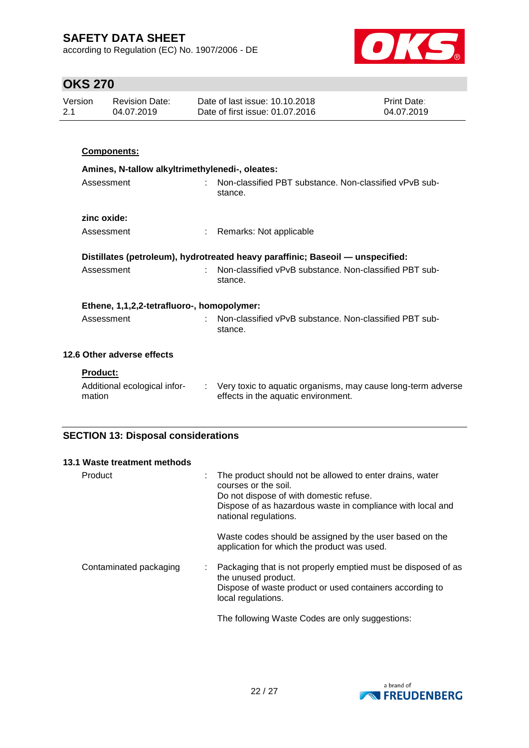**Components:**

**Amines, N-tallow alkyltrimethylenedi-, oleates:**

| | | |
|---|---|---|
| Assessment | : | Non-classified PBT substance. Non-classified vPvB substance. |

**zinc oxide:**

| | | |
|---|---|---|
| Assessment | : | Remarks: Not applicable |

**Distillates (petroleum), hydrotreated heavy paraffinic; Baseoil — unspecified:**

| | | |
|---|---|---|
| Assessment | : | Non-classified vPvB substance. Non-classified PBT substance. |

**Ethene, 1,1,2,2-tetrafluoro-, homopolymer:**

| | | |
|---|---|---|
| Assessment | : | Non-classified vPvB substance. Non-classified PBT substance. |

### 12.6 Other adverse effects

**Product:**

| | | |
|---|---|---|
| Additional ecological information | : | Very toxic to aquatic organisms, may cause long-term adverse effects in the aquatic environment. |

## SECTION 13: Disposal considerations

### 13.1 Waste treatment methods

| | | |
|---|---|---|
| Product | : | The product should not be allowed to enter drains, water courses or the soil.<br>Do not dispose of with domestic refuse.<br>Dispose of as hazardous waste in compliance with local and national regulations.<br><br>Waste codes should be assigned by the user based on the application for which the product was used. |
| Contaminated packaging | : | Packaging that is not properly emptied must be disposed of as the unused product.<br>Dispose of waste product or used containers according to local regulations.<br><br>The following Waste Codes are only suggestions: |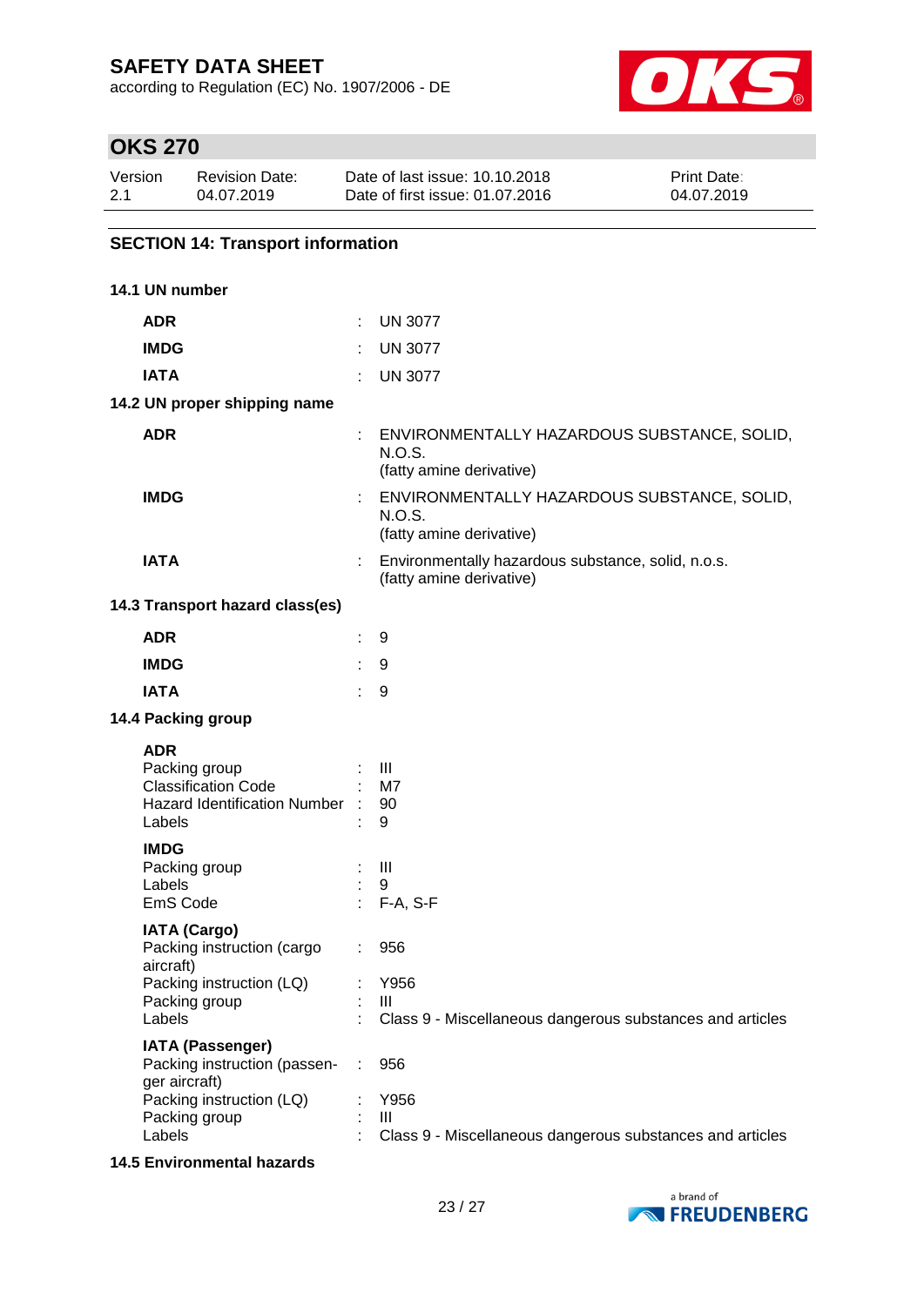# SAFETY DATA SHEET

according to Regulation (EC) No. 1907/2006 - DE

## OKS 270

| Version | Revision Date: | Date of last issue: 10.10.2018 | Print Date: |
|---|---|---|---|
| 2.1 | 04.07.2019 | Date of first issue: 01.07.2016 | 04.07.2019 |

## SECTION 14: Transport information

### 14.1 UN number

| | | |
|---|---|---|
| **ADR** | : | UN 3077 |
| **IMDG** | : | UN 3077 |
| **IATA** | : | UN 3077 |

### 14.2 UN proper shipping name

| | | |
|---|---|---|
| **ADR** | : | ENVIRONMENTALLY HAZARDOUS SUBSTANCE, SOLID, N.O.S. (fatty amine derivative) |
| **IMDG** | : | ENVIRONMENTALLY HAZARDOUS SUBSTANCE, SOLID, N.O.S. (fatty amine derivative) |
| **IATA** | : | Environmentally hazardous substance, solid, n.o.s. (fatty amine derivative) |

### 14.3 Transport hazard class(es)

| | | |
|---|---|---|
| **ADR** | : | 9 |
| **IMDG** | : | 9 |
| **IATA** | : | 9 |

### 14.4 Packing group

**ADR**

| | | |
|---|---|---|
| Packing group | : | III |
| Classification Code | : | M7 |
| Hazard Identification Number | : | 90 |
| Labels | : | 9 |

**IMDG**

| | | |
|---|---|---|
| Packing group | : | III |
| Labels | : | 9 |
| EmS Code | : | F-A, S-F |

**IATA (Cargo)**

| | | |
|---|---|---|
| Packing instruction (cargo aircraft) | : | 956 |
| Packing instruction (LQ) | : | Y956 |
| Packing group | : | III |
| Labels | : | Class 9 - Miscellaneous dangerous substances and articles |

**IATA (Passenger)**

| | | |
|---|---|---|
| Packing instruction (passenger aircraft) | : | 956 |
| Packing instruction (LQ) | : | Y956 |
| Packing group | : | III |
| Labels | : | Class 9 - Miscellaneous dangerous substances and articles |

### 14.5 Environmental hazards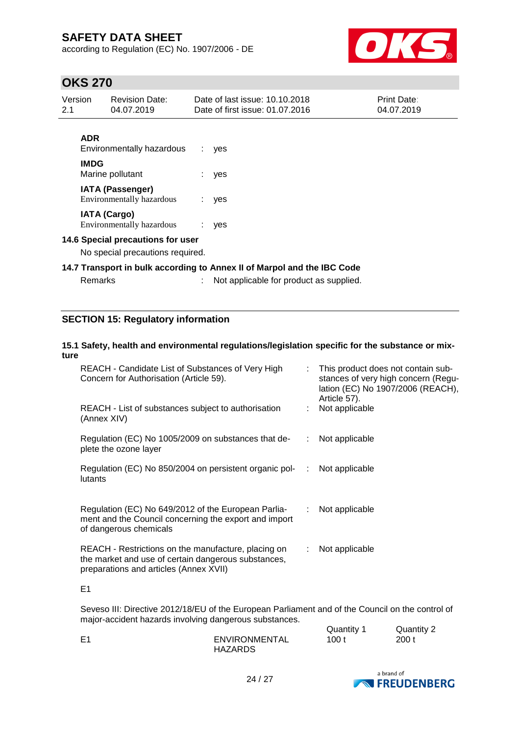**ADR**

Environmentally hazardous : yes

**IMDG**

Marine pollutant : yes

**IATA (Passenger)**

Environmentally hazardous : yes

**IATA (Cargo)**

Environmentally hazardous : yes

### 14.6 Special precautions for user

No special precautions required.

### 14.7 Transport in bulk according to Annex II of Marpol and the IBC Code

Remarks : Not applicable for product as supplied.

## SECTION 15: Regulatory information

### 15.1 Safety, health and environmental regulations/legislation specific for the substance or mixture

REACH - Candidate List of Substances of Very High Concern for Authorisation (Article 59). : This product does not contain substances of very high concern (Regulation (EC) No 1907/2006 (REACH), Article 57).

REACH - List of substances subject to authorisation (Annex XIV) : Not applicable

Regulation (EC) No 1005/2009 on substances that deplete the ozone layer : Not applicable

Regulation (EC) No 850/2004 on persistent organic pollutants : Not applicable

Regulation (EC) No 649/2012 of the European Parliament and the Council concerning the export and import of dangerous chemicals : Not applicable

REACH - Restrictions on the manufacture, placing on the market and use of certain dangerous substances, preparations and articles (Annex XVII) : Not applicable

E1

Seveso III: Directive 2012/18/EU of the European Parliament and of the Council on the control of major-accident hazards involving dangerous substances.

| | | Quantity 1 | Quantity 2 |
|---|---|---|---|
| E1 | ENVIRONMENTAL HAZARDS | 100 t | 200 t |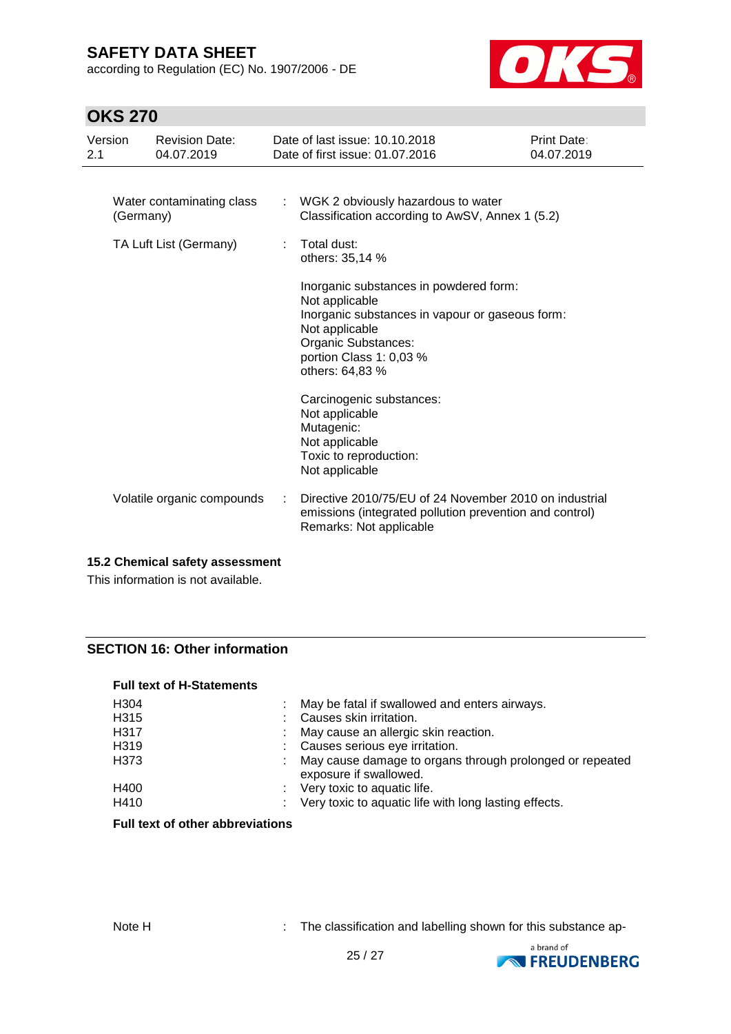| | |
|---|---|
| Water contaminating class (Germany) | : WGK 2 obviously hazardous to water<br>Classification according to AwSV, Annex 1 (5.2) |
| TA Luft List (Germany) | : Total dust:<br>others: 35,14 %<br><br>Inorganic substances in powdered form:<br>Not applicable<br>Inorganic substances in vapour or gaseous form:<br>Not applicable<br>Organic Substances:<br>portion Class 1: 0,03 %<br>others: 64,83 %<br><br>Carcinogenic substances:<br>Not applicable<br>Mutagenic:<br>Not applicable<br>Toxic to reproduction:<br>Not applicable |
| Volatile organic compounds | : Directive 2010/75/EU of 24 November 2010 on industrial emissions (integrated pollution prevention and control)<br>Remarks: Not applicable |

### 15.2 Chemical safety assessment

This information is not available.

## SECTION 16: Other information

**Full text of H-Statements**

| | |
|---|---|
| H304 | : May be fatal if swallowed and enters airways. |
| H315 | : Causes skin irritation. |
| H317 | : May cause an allergic skin reaction. |
| H319 | : Causes serious eye irritation. |
| H373 | : May cause damage to organs through prolonged or repeated exposure if swallowed. |
| H400 | : Very toxic to aquatic life. |
| H410 | : Very toxic to aquatic life with long lasting effects. |

**Full text of other abbreviations**

| | |
|---|---|
| Note H | : The classification and labelling shown for this substance ap- |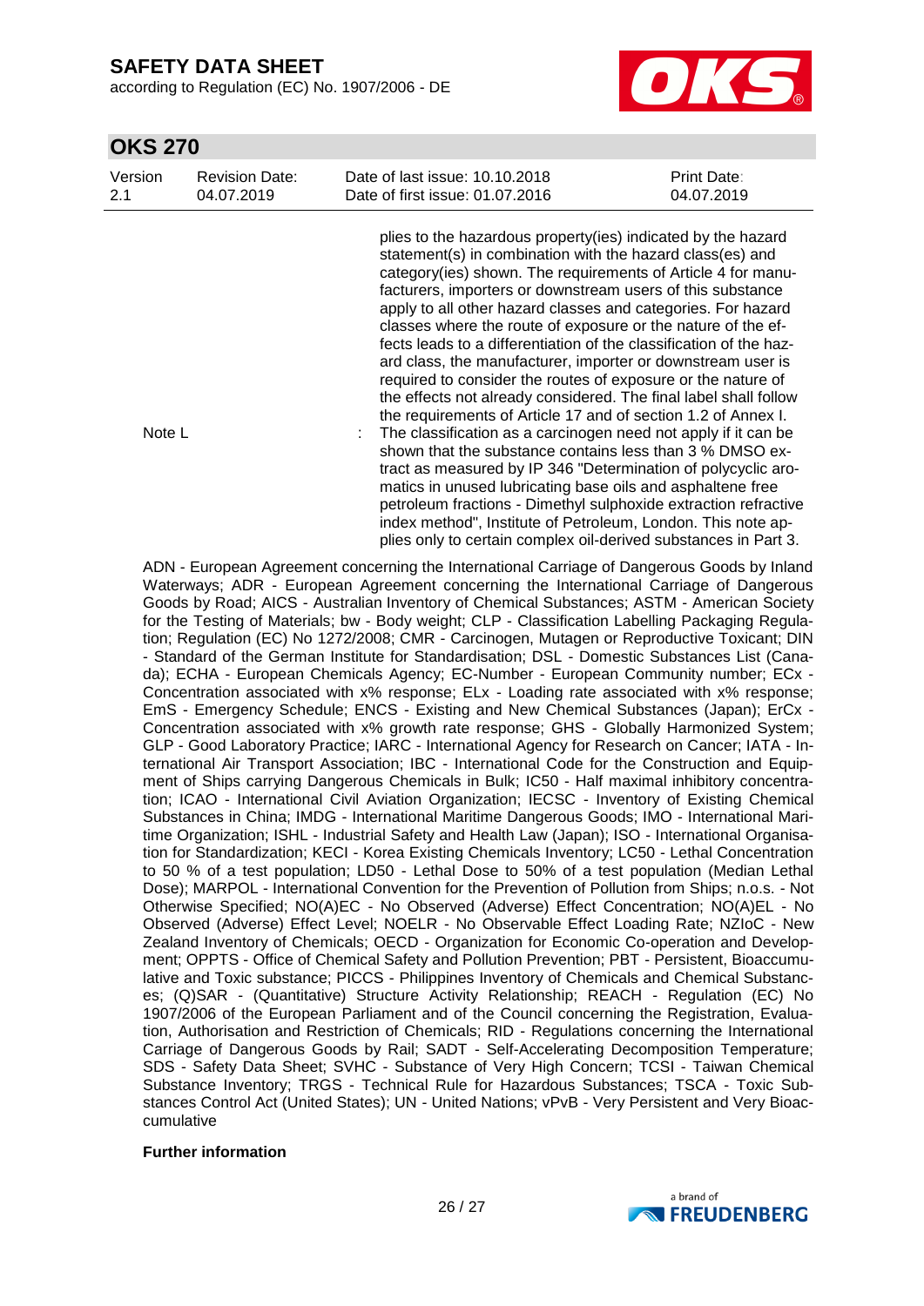plies to the hazardous property(ies) indicated by the hazard statement(s) in combination with the hazard class(es) and category(ies) shown. The requirements of Article 4 for manufacturers, importers or downstream users of this substance apply to all other hazard classes and categories. For hazard classes where the route of exposure or the nature of the effects leads to a differentiation of the classification of the hazard class, the manufacturer, importer or downstream user is required to consider the routes of exposure or the nature of the effects not already considered. The final label shall follow the requirements of Article 17 and of section 1.2 of Annex I.

Note L : The classification as a carcinogen need not apply if it can be shown that the substance contains less than 3 % DMSO extract as measured by IP 346 "Determination of polycyclic aromatics in unused lubricating base oils and asphaltene free petroleum fractions - Dimethyl sulphoxide extraction refractive index method", Institute of Petroleum, London. This note applies only to certain complex oil-derived substances in Part 3.

ADN - European Agreement concerning the International Carriage of Dangerous Goods by Inland Waterways; ADR - European Agreement concerning the International Carriage of Dangerous Goods by Road; AICS - Australian Inventory of Chemical Substances; ASTM - American Society for the Testing of Materials; bw - Body weight; CLP - Classification Labelling Packaging Regulation; Regulation (EC) No 1272/2008; CMR - Carcinogen, Mutagen or Reproductive Toxicant; DIN - Standard of the German Institute for Standardisation; DSL - Domestic Substances List (Canada); ECHA - European Chemicals Agency; EC-Number - European Community number; ECx - Concentration associated with x% response; ELx - Loading rate associated with x% response; EmS - Emergency Schedule; ENCS - Existing and New Chemical Substances (Japan); ErCx - Concentration associated with x% growth rate response; GHS - Globally Harmonized System; GLP - Good Laboratory Practice; IARC - International Agency for Research on Cancer; IATA - International Air Transport Association; IBC - International Code for the Construction and Equipment of Ships carrying Dangerous Chemicals in Bulk; IC50 - Half maximal inhibitory concentration; ICAO - International Civil Aviation Organization; IECSC - Inventory of Existing Chemical Substances in China; IMDG - International Maritime Dangerous Goods; IMO - International Maritime Organization; ISHL - Industrial Safety and Health Law (Japan); ISO - International Organisation for Standardization; KECI - Korea Existing Chemicals Inventory; LC50 - Lethal Concentration to 50 % of a test population; LD50 - Lethal Dose to 50% of a test population (Median Lethal Dose); MARPOL - International Convention for the Prevention of Pollution from Ships; n.o.s. - Not Otherwise Specified; NO(A)EC - No Observed (Adverse) Effect Concentration; NO(A)EL - No Observed (Adverse) Effect Level; NOELR - No Observable Effect Loading Rate; NZIoC - New Zealand Inventory of Chemicals; OECD - Organization for Economic Co-operation and Development; OPPTS - Office of Chemical Safety and Pollution Prevention; PBT - Persistent, Bioaccumulative and Toxic substance; PICCS - Philippines Inventory of Chemicals and Chemical Substances; (Q)SAR - (Quantitative) Structure Activity Relationship; REACH - Regulation (EC) No 1907/2006 of the European Parliament and of the Council concerning the Registration, Evaluation, Authorisation and Restriction of Chemicals; RID - Regulations concerning the International Carriage of Dangerous Goods by Rail; SADT - Self-Accelerating Decomposition Temperature; SDS - Safety Data Sheet; SVHC - Substance of Very High Concern; TCSI - Taiwan Chemical Substance Inventory; TRGS - Technical Rule for Hazardous Substances; TSCA - Toxic Substances Control Act (United States); UN - United Nations; vPvB - Very Persistent and Very Bioaccumulative

**Further information**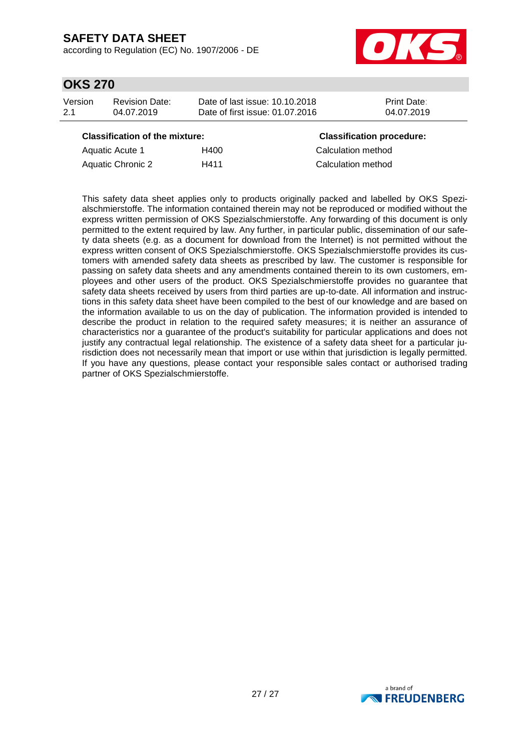| Classification of the mixture: | | Classification procedure: |
| --- | --- | --- |
| Aquatic Acute 1 | H400 | Calculation method |
| Aquatic Chronic 2 | H411 | Calculation method |

This safety data sheet applies only to products originally packed and labelled by OKS Spezialschmierstoffe. The information contained therein may not be reproduced or modified without the express written permission of OKS Spezialschmierstoffe. Any forwarding of this document is only permitted to the extent required by law. Any further, in particular public, dissemination of our safety data sheets (e.g. as a document for download from the Internet) is not permitted without the express written consent of OKS Spezialschmierstoffe. OKS Spezialschmierstoffe provides its customers with amended safety data sheets as prescribed by law. The customer is responsible for passing on safety data sheets and any amendments contained therein to its own customers, employees and other users of the product. OKS Spezialschmierstoffe provides no guarantee that safety data sheets received by users from third parties are up-to-date. All information and instructions in this safety data sheet have been compiled to the best of our knowledge and are based on the information available to us on the day of publication. The information provided is intended to describe the product in relation to the required safety measures; it is neither an assurance of characteristics nor a guarantee of the product's suitability for particular applications and does not justify any contractual legal relationship. The existence of a safety data sheet for a particular jurisdiction does not necessarily mean that import or use within that jurisdiction is legally permitted. If you have any questions, please contact your responsible sales contact or authorised trading partner of OKS Spezialschmierstoffe.